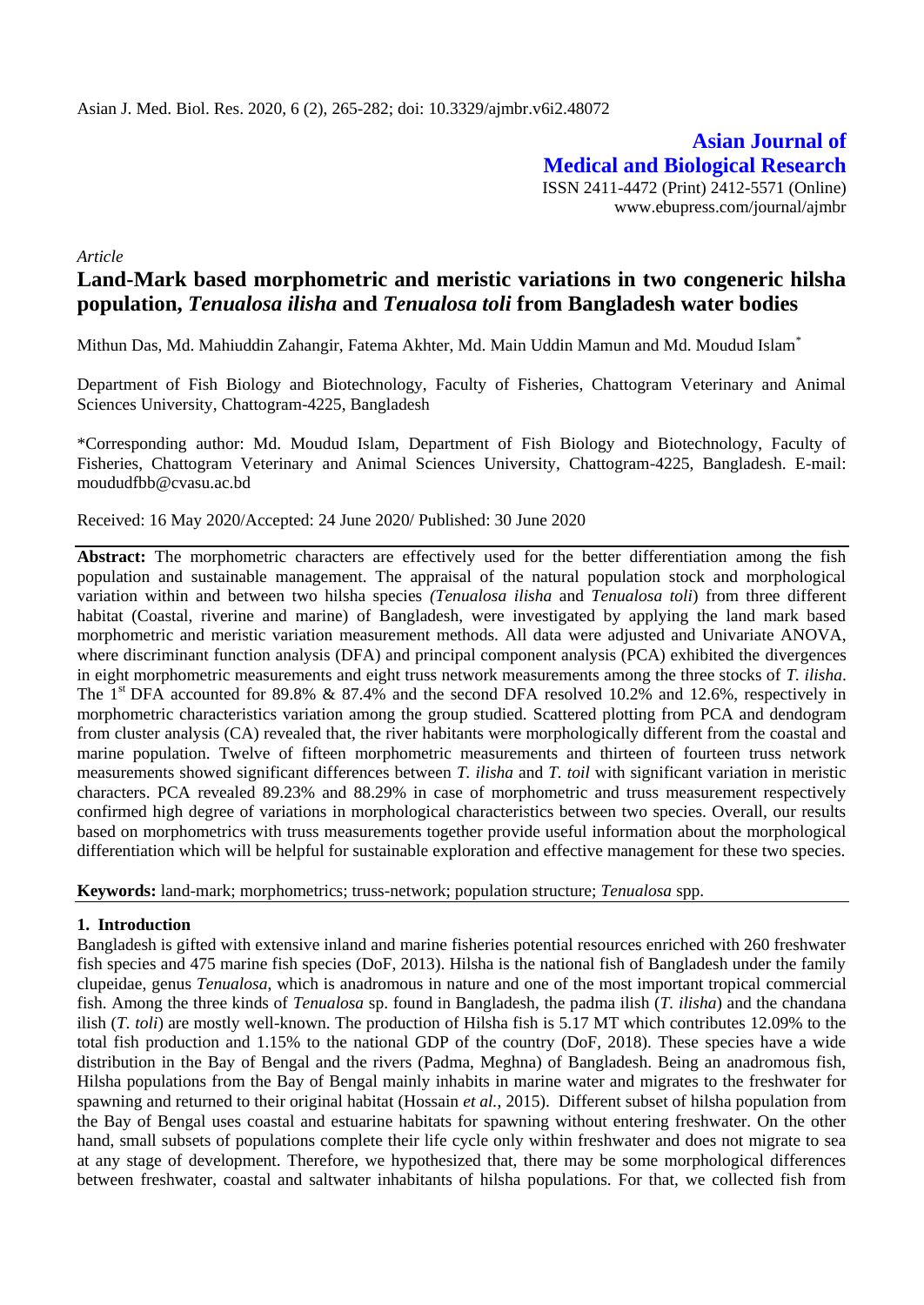*Article*

# Land-Mark based morphometric and meristic variations in two congeneric hilsha population, *Tenualosa ilisha* and *Tenualosa toli* from Bangladesh water bodies

Mithun Das, Md. Mahiuddin Zahangir, Fatema Akhter, Md. Main Uddin Mamun and Md. Moudud Islam*

Department of Fish Biology and Biotechnology, Faculty of Fisheries, Chattogram Veterinary and Animal Sciences University, Chattogram-4225, Bangladesh

*Corresponding author: Md. Moudud Islam, Department of Fish Biology and Biotechnology, Faculty of Fisheries, Chattogram Veterinary and Animal Sciences University, Chattogram-4225, Bangladesh. E-mail: moududfbb@cvasu.ac.bd

Received: 16 May 2020/Accepted: 24 June 2020/ Published: 30 June 2020

**Abstract:** The morphometric characters are effectively used for the better differentiation among the fish population and sustainable management. The appraisal of the natural population stock and morphological variation within and between two hilsha species *(Tenualosa ilisha* and *Tenualosa toli*) from three different habitat (Coastal, riverine and marine) of Bangladesh, were investigated by applying the land mark based morphometric and meristic variation measurement methods. All data were adjusted and Univariate ANOVA, where discriminant function analysis (DFA) and principal component analysis (PCA) exhibited the divergences in eight morphometric measurements and eight truss network measurements among the three stocks of *T. ilisha*. The 1st DFA accounted for 89.8% & 87.4% and the second DFA resolved 10.2% and 12.6%, respectively in morphometric characteristics variation among the group studied. Scattered plotting from PCA and dendogram from cluster analysis (CA) revealed that, the river habitants were morphologically different from the coastal and marine population. Twelve of fifteen morphometric measurements and thirteen of fourteen truss network measurements showed significant differences between *T. ilisha* and *T. toil* with significant variation in meristic characters. PCA revealed 89.23% and 88.29% in case of morphometric and truss measurement respectively confirmed high degree of variations in morphological characteristics between two species. Overall, our results based on morphometrics with truss measurements together provide useful information about the morphological differentiation which will be helpful for sustainable exploration and effective management for these two species.

**Keywords:** land-mark; morphometrics; truss-network; population structure; *Tenualosa* spp.

## 1. Introduction

Bangladesh is gifted with extensive inland and marine fisheries potential resources enriched with 260 freshwater fish species and 475 marine fish species (DoF, 2013). Hilsha is the national fish of Bangladesh under the family clupeidae, genus *Tenualosa*, which is anadromous in nature and one of the most important tropical commercial fish. Among the three kinds of *Tenualosa* sp. found in Bangladesh, the padma ilish (*T. ilisha*) and the chandana ilish (*T. toli*) are mostly well-known. The production of Hilsha fish is 5.17 MT which contributes 12.09% to the total fish production and 1.15% to the national GDP of the country (DoF, 2018). These species have a wide distribution in the Bay of Bengal and the rivers (Padma, Meghna) of Bangladesh. Being an anadromous fish, Hilsha populations from the Bay of Bengal mainly inhabits in marine water and migrates to the freshwater for spawning and returned to their original habitat (Hossain *et al.*, 2015). Different subset of hilsha population from the Bay of Bengal uses coastal and estuarine habitats for spawning without entering freshwater. On the other hand, small subsets of populations complete their life cycle only within freshwater and does not migrate to sea at any stage of development. Therefore, we hypothesized that, there may be some morphological differences between freshwater, coastal and saltwater inhabitants of hilsha populations. For that, we collected fish from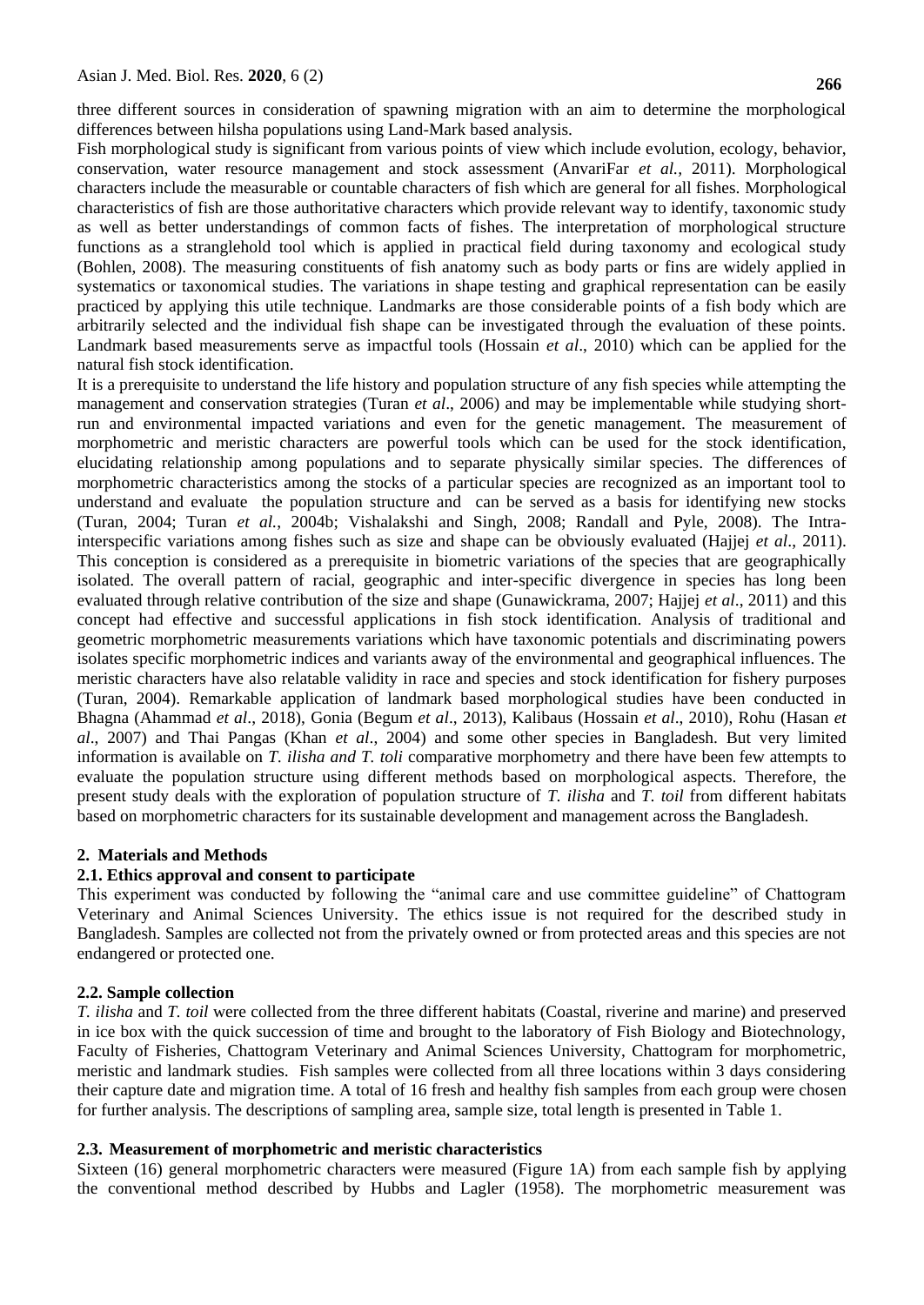three different sources in consideration of spawning migration with an aim to determine the morphological differences between hilsha populations using Land-Mark based analysis.

Fish morphological study is significant from various points of view which include evolution, ecology, behavior, conservation, water resource management and stock assessment (AnvariFar *et al.,* 2011). Morphological characters include the measurable or countable characters of fish which are general for all fishes. Morphological characteristics of fish are those authoritative characters which provide relevant way to identify, taxonomic study as well as better understandings of common facts of fishes. The interpretation of morphological structure functions as a stranglehold tool which is applied in practical field during taxonomy and ecological study (Bohlen, 2008). The measuring constituents of fish anatomy such as body parts or fins are widely applied in systematics or taxonomical studies. The variations in shape testing and graphical representation can be easily practiced by applying this utile technique. Landmarks are those considerable points of a fish body which are arbitrarily selected and the individual fish shape can be investigated through the evaluation of these points. Landmark based measurements serve as impactful tools (Hossain *et al*., 2010) which can be applied for the natural fish stock identification.

It is a prerequisite to understand the life history and population structure of any fish species while attempting the management and conservation strategies (Turan *et al*., 2006) and may be implementable while studying short-run and environmental impacted variations and even for the genetic management. The measurement of morphometric and meristic characters are powerful tools which can be used for the stock identification, elucidating relationship among populations and to separate physically similar species. The differences of morphometric characteristics among the stocks of a particular species are recognized as an important tool to understand and evaluate the population structure and can be served as a basis for identifying new stocks (Turan, 2004; Turan *et al.*, 2004b; Vishalakshi and Singh, 2008; Randall and Pyle, 2008). The Intra-interspecific variations among fishes such as size and shape can be obviously evaluated (Hajjej *et al*., 2011). This conception is considered as a prerequisite in biometric variations of the species that are geographically isolated. The overall pattern of racial, geographic and inter-specific divergence in species has long been evaluated through relative contribution of the size and shape (Gunawickrama, 2007; Hajjej *et al*., 2011) and this concept had effective and successful applications in fish stock identification. Analysis of traditional and geometric morphometric measurements variations which have taxonomic potentials and discriminating powers isolates specific morphometric indices and variants away of the environmental and geographical influences. The meristic characters have also relatable validity in race and species and stock identification for fishery purposes (Turan, 2004). Remarkable application of landmark based morphological studies have been conducted in Bhagna (Ahammad *et al*., 2018), Gonia (Begum *et al*., 2013), Kalibaus (Hossain *et al*., 2010), Rohu (Hasan *et al*., 2007) and Thai Pangas (Khan *et al*., 2004) and some other species in Bangladesh. But very limited information is available on *T. ilisha and T. toli* comparative morphometry and there have been few attempts to evaluate the population structure using different methods based on morphological aspects. Therefore, the present study deals with the exploration of population structure of *T. ilisha* and *T. toil* from different habitats based on morphometric characters for its sustainable development and management across the Bangladesh.

## 2. Materials and Methods

### 2.1. Ethics approval and consent to participate

This experiment was conducted by following the "animal care and use committee guideline" of Chattogram Veterinary and Animal Sciences University. The ethics issue is not required for the described study in Bangladesh. Samples are collected not from the privately owned or from protected areas and this species are not endangered or protected one.

### 2.2. Sample collection

*T. ilisha* and *T. toil* were collected from the three different habitats (Coastal, riverine and marine) and preserved in ice box with the quick succession of time and brought to the laboratory of Fish Biology and Biotechnology, Faculty of Fisheries, Chattogram Veterinary and Animal Sciences University, Chattogram for morphometric, meristic and landmark studies. Fish samples were collected from all three locations within 3 days considering their capture date and migration time. A total of 16 fresh and healthy fish samples from each group were chosen for further analysis. The descriptions of sampling area, sample size, total length is presented in Table 1.

### 2.3. Measurement of morphometric and meristic characteristics

Sixteen (16) general morphometric characters were measured (Figure 1A) from each sample fish by applying the conventional method described by Hubbs and Lagler (1958). The morphometric measurement was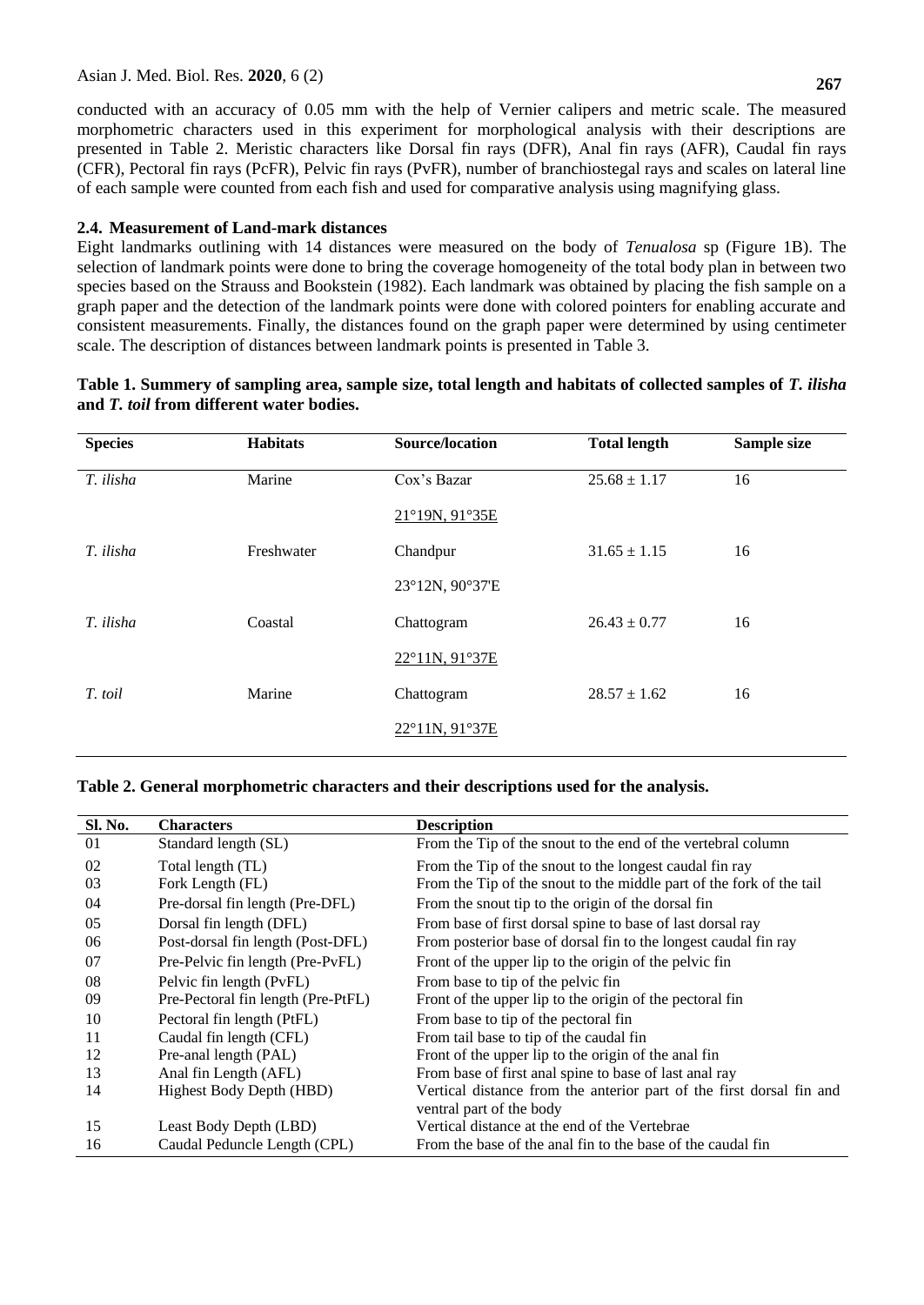conducted with an accuracy of 0.05 mm with the help of Vernier calipers and metric scale. The measured morphometric characters used in this experiment for morphological analysis with their descriptions are presented in Table 2. Meristic characters like Dorsal fin rays (DFR), Anal fin rays (AFR), Caudal fin rays (CFR), Pectoral fin rays (PcFR), Pelvic fin rays (PvFR), number of branchiostegal rays and scales on lateral line of each sample were counted from each fish and used for comparative analysis using magnifying glass.

### 2.4. Measurement of Land-mark distances

Eight landmarks outlining with 14 distances were measured on the body of *Tenualosa* sp (Figure 1B). The selection of landmark points were done to bring the coverage homogeneity of the total body plan in between two species based on the Strauss and Bookstein (1982). Each landmark was obtained by placing the fish sample on a graph paper and the detection of the landmark points were done with colored pointers for enabling accurate and consistent measurements. Finally, the distances found on the graph paper were determined by using centimeter scale. The description of distances between landmark points is presented in Table 3.

**Table 1. Summery of sampling area, sample size, total length and habitats of collected samples of *T. ilisha* and *T. toil* from different water bodies.**

| Species | Habitats | Source/location | Total length | Sample size |
|---|---|---|---|---|
| *T. ilisha* | Marine | Cox's Bazar<br>21°19N, 91°35E | 25.68 ± 1.17 | 16 |
| *T. ilisha* | Freshwater | Chandpur<br>23°12N, 90°37'E | 31.65 ± 1.15 | 16 |
| *T. ilisha* | Coastal | Chattogram<br>22°11N, 91°37E | 26.43 ± 0.77 | 16 |
| *T. toil* | Marine | Chattogram<br>22°11N, 91°37E | 28.57 ± 1.62 | 16 |

**Table 2. General morphometric characters and their descriptions used for the analysis.**

| Sl. No. | Characters | Description |
|---|---|---|
| 01 | Standard length (SL) | From the Tip of the snout to the end of the vertebral column |
| 02 | Total length (TL) | From the Tip of the snout to the longest caudal fin ray |
| 03 | Fork Length (FL) | From the Tip of the snout to the middle part of the fork of the tail |
| 04 | Pre-dorsal fin length (Pre-DFL) | From the snout tip to the origin of the dorsal fin |
| 05 | Dorsal fin length (DFL) | From base of first dorsal spine to base of last dorsal ray |
| 06 | Post-dorsal fin length (Post-DFL) | From posterior base of dorsal fin to the longest caudal fin ray |
| 07 | Pre-Pelvic fin length (Pre-PvFL) | Front of the upper lip to the origin of the pelvic fin |
| 08 | Pelvic fin length (PvFL) | From base to tip of the pelvic fin |
| 09 | Pre-Pectoral fin length (Pre-PtFL) | Front of the upper lip to the origin of the pectoral fin |
| 10 | Pectoral fin length (PtFL) | From base to tip of the pectoral fin |
| 11 | Caudal fin length (CFL) | From tail base to tip of the caudal fin |
| 12 | Pre-anal length (PAL) | Front of the upper lip to the origin of the anal fin |
| 13 | Anal fin Length (AFL) | From base of first anal spine to base of last anal ray |
| 14 | Highest Body Depth (HBD) | Vertical distance from the anterior part of the first dorsal fin and ventral part of the body |
| 15 | Least Body Depth (LBD) | Vertical distance at the end of the Vertebrae |
| 16 | Caudal Peduncle Length (CPL) | From the base of the anal fin to the base of the caudal fin |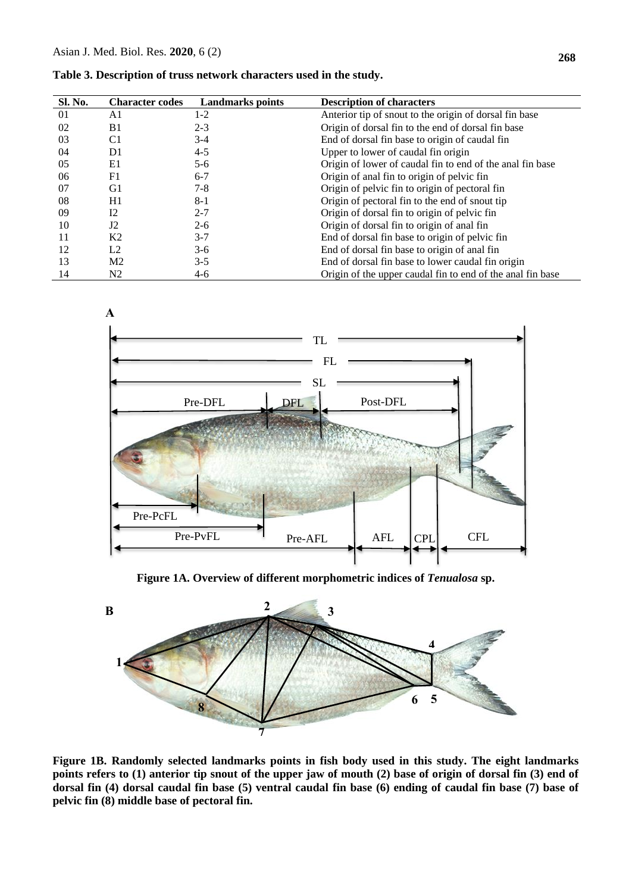**Table 3. Description of truss network characters used in the study.**

| Sl. No. | Character codes | Landmarks points | Description of characters |
|---|---|---|---|
| 01 | A1 | 1-2 | Anterior tip of snout to the origin of dorsal fin base |
| 02 | B1 | 2-3 | Origin of dorsal fin to the end of dorsal fin base |
| 03 | C1 | 3-4 | End of dorsal fin base to origin of caudal fin |
| 04 | D1 | 4-5 | Upper to lower of caudal fin origin |
| 05 | E1 | 5-6 | Origin of lower of caudal fin to end of the anal fin base |
| 06 | F1 | 6-7 | Origin of anal fin to origin of pelvic fin |
| 07 | G1 | 7-8 | Origin of pelvic fin to origin of pectoral fin |
| 08 | H1 | 8-1 | Origin of pectoral fin to the end of snout tip |
| 09 | I2 | 2-7 | Origin of dorsal fin to origin of pelvic fin |
| 10 | J2 | 2-6 | Origin of dorsal fin to origin of anal fin |
| 11 | K2 | 3-7 | End of dorsal fin base to origin of pelvic fin |
| 12 | L2 | 3-6 | End of dorsal fin base to origin of anal fin |
| 13 | M2 | 3-5 | End of dorsal fin base to lower caudal fin origin |
| 14 | N2 | 4-6 | Origin of the upper caudal fin to end of the anal fin base |

**Figure 1A. Overview of different morphometric indices of *Tenualosa* sp.**

**Figure 1B. Randomly selected landmarks points in fish body used in this study. The eight landmarks points refers to (1) anterior tip snout of the upper jaw of mouth (2) base of origin of dorsal fin (3) end of dorsal fin (4) dorsal caudal fin base (5) ventral caudal fin base (6) ending of caudal fin base (7) base of pelvic fin (8) middle base of pectoral fin.**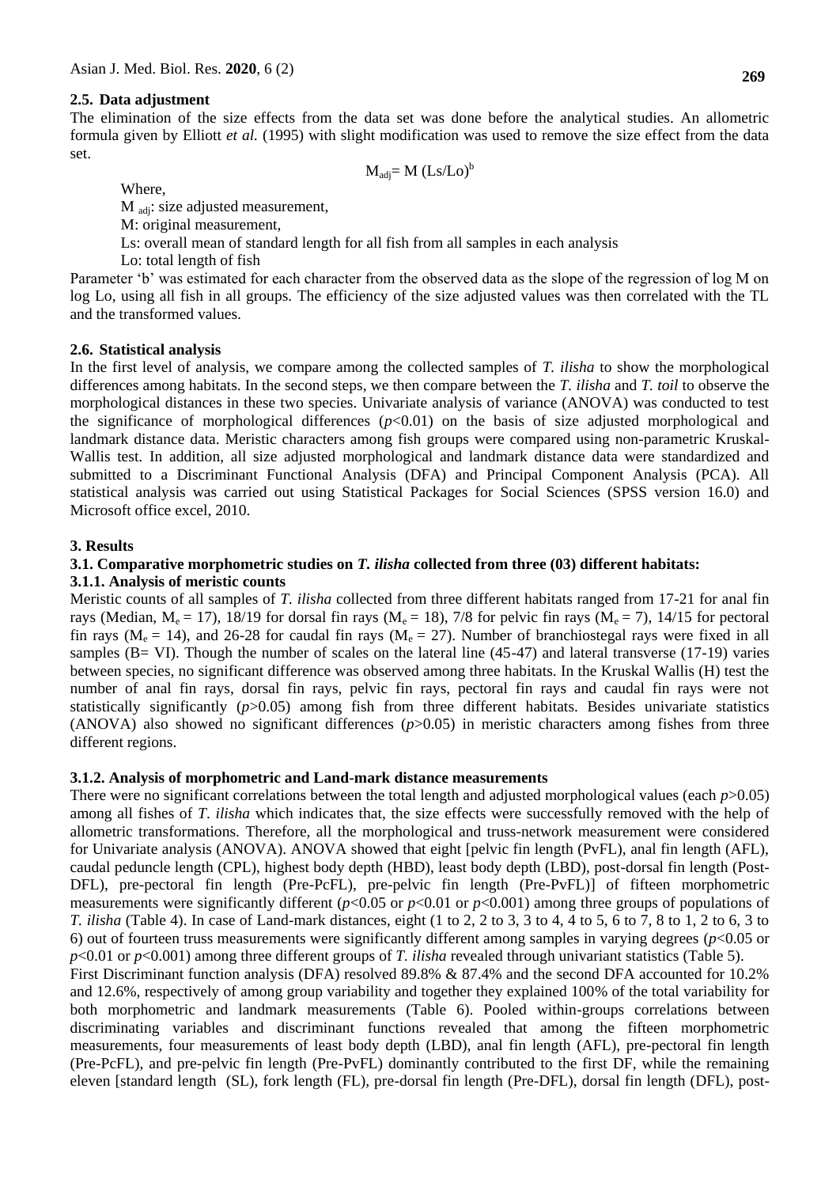### 2.5. Data adjustment

The elimination of the size effects from the data set was done before the analytical studies. An allometric formula given by Elliott *et al.* (1995) with slight modification was used to remove the size effect from the data set.

$$M_{adj} = M\,(Ls/Lo)^{b}$$

Where,

$M_{adj}$: size adjusted measurement,

M: original measurement,

Ls: overall mean of standard length for all fish from all samples in each analysis

Lo: total length of fish

Parameter 'b' was estimated for each character from the observed data as the slope of the regression of log M on log Lo, using all fish in all groups. The efficiency of the size adjusted values was then correlated with the TL and the transformed values.

### 2.6. Statistical analysis

In the first level of analysis, we compare among the collected samples of *T. ilisha* to show the morphological differences among habitats. In the second steps, we then compare between the *T. ilisha* and *T. toil* to observe the morphological distances in these two species. Univariate analysis of variance (ANOVA) was conducted to test the significance of morphological differences ($p<0.01$) on the basis of size adjusted morphological and landmark distance data. Meristic characters among fish groups were compared using non-parametric Kruskal-Wallis test. In addition, all size adjusted morphological and landmark distance data were standardized and submitted to a Discriminant Functional Analysis (DFA) and Principal Component Analysis (PCA). All statistical analysis was carried out using Statistical Packages for Social Sciences (SPSS version 16.0) and Microsoft office excel, 2010.

## 3. Results

### 3.1. Comparative morphometric studies on *T. ilisha* collected from three (03) different habitats:

#### 3.1.1. Analysis of meristic counts

Meristic counts of all samples of *T. ilisha* collected from three different habitats ranged from 17-21 for anal fin rays (Median, $M_e = 17$), 18/19 for dorsal fin rays ($M_e = 18$), 7/8 for pelvic fin rays ($M_e = 7$), 14/15 for pectoral fin rays ($M_e = 14$), and 26-28 for caudal fin rays ($M_e = 27$). Number of branchiostegal rays were fixed in all samples (B= VI). Though the number of scales on the lateral line (45-47) and lateral transverse (17-19) varies between species, no significant difference was observed among three habitats. In the Kruskal Wallis (H) test the number of anal fin rays, dorsal fin rays, pelvic fin rays, pectoral fin rays and caudal fin rays were not statistically significantly ($p>0.05$) among fish from three different habitats. Besides univariate statistics (ANOVA) also showed no significant differences ($p>0.05$) in meristic characters among fishes from three different regions.

#### 3.1.2. Analysis of morphometric and Land-mark distance measurements

There were no significant correlations between the total length and adjusted morphological values (each $p>0.05$) among all fishes of *T. ilisha* which indicates that, the size effects were successfully removed with the help of allometric transformations. Therefore, all the morphological and truss-network measurement were considered for Univariate analysis (ANOVA). ANOVA showed that eight [pelvic fin length (PvFL), anal fin length (AFL), caudal peduncle length (CPL), highest body depth (HBD), least body depth (LBD), post-dorsal fin length (Post-DFL), pre-pectoral fin length (Pre-PcFL), pre-pelvic fin length (Pre-PvFL)] of fifteen morphometric measurements were significantly different ($p<0.05$ or $p<0.01$ or $p<0.001$) among three groups of populations of *T. ilisha* (Table 4). In case of Land-mark distances, eight (1 to 2, 2 to 3, 3 to 4, 4 to 5, 6 to 7, 8 to 1, 2 to 6, 3 to 6) out of fourteen truss measurements were significantly different among samples in varying degrees ($p<0.05$ or $p<0.01$ or $p<0.001$) among three different groups of *T. ilisha* revealed through univariant statistics (Table 5).

First Discriminant function analysis (DFA) resolved 89.8% & 87.4% and the second DFA accounted for 10.2% and 12.6%, respectively of among group variability and together they explained 100% of the total variability for both morphometric and landmark measurements (Table 6). Pooled within-groups correlations between discriminating variables and discriminant functions revealed that among the fifteen morphometric measurements, four measurements of least body depth (LBD), anal fin length (AFL), pre-pectoral fin length (Pre-PcFL), and pre-pelvic fin length (Pre-PvFL) dominantly contributed to the first DF, while the remaining eleven [standard length (SL), fork length (FL), pre-dorsal fin length (Pre-DFL), dorsal fin length (DFL), post-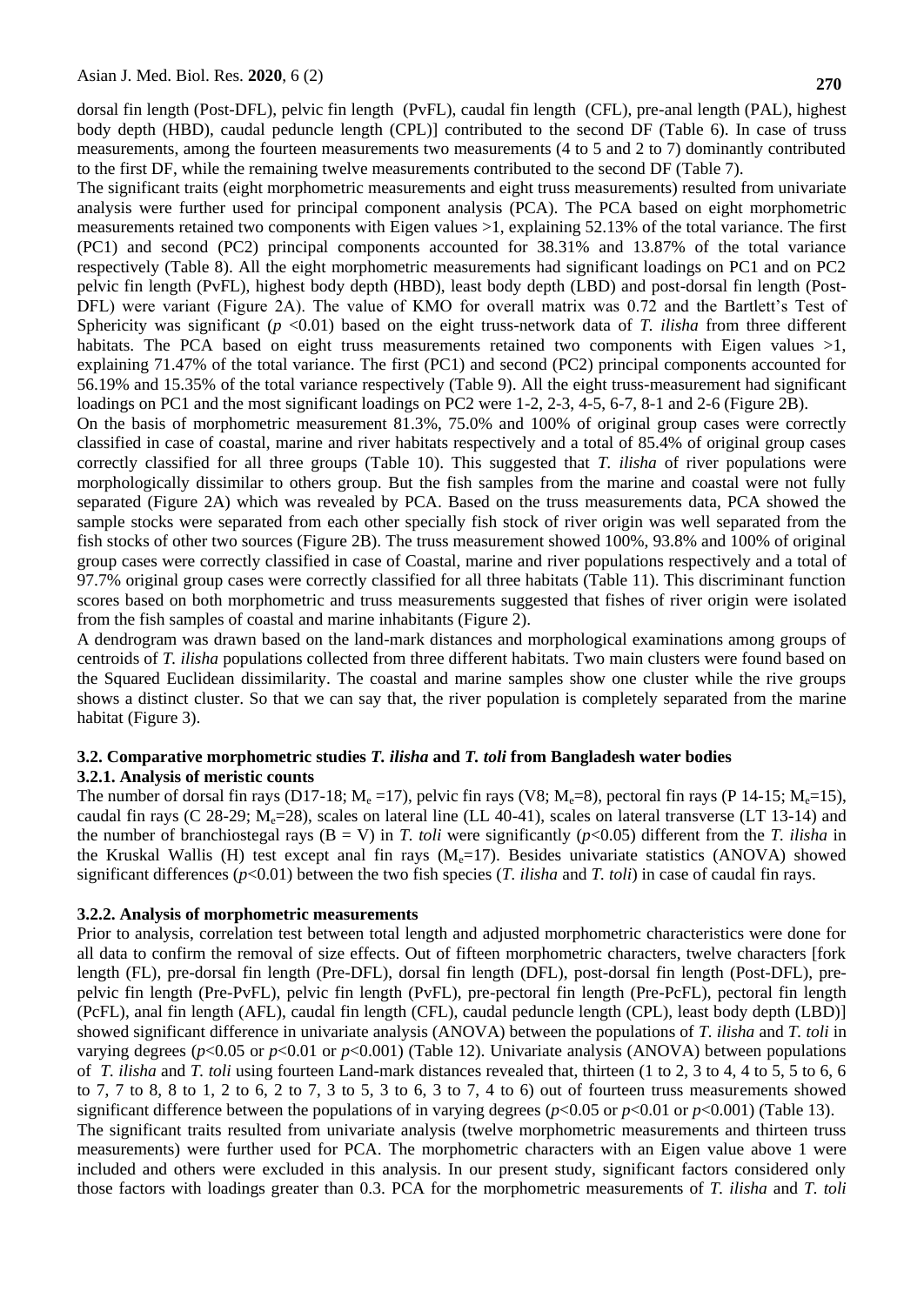dorsal fin length (Post-DFL), pelvic fin length (PvFL), caudal fin length (CFL), pre-anal length (PAL), highest body depth (HBD), caudal peduncle length (CPL)] contributed to the second DF (Table 6). In case of truss measurements, among the fourteen measurements two measurements (4 to 5 and 2 to 7) dominantly contributed to the first DF, while the remaining twelve measurements contributed to the second DF (Table 7).

The significant traits (eight morphometric measurements and eight truss measurements) resulted from univariate analysis were further used for principal component analysis (PCA). The PCA based on eight morphometric measurements retained two components with Eigen values >1, explaining 52.13% of the total variance. The first (PC1) and second (PC2) principal components accounted for 38.31% and 13.87% of the total variance respectively (Table 8). All the eight morphometric measurements had significant loadings on PC1 and on PC2 pelvic fin length (PvFL), highest body depth (HBD), least body depth (LBD) and post-dorsal fin length (Post-DFL) were variant (Figure 2A). The value of KMO for overall matrix was 0.72 and the Bartlett's Test of Sphericity was significant ($p$ <0.01) based on the eight truss-network data of *T. ilisha* from three different habitats. The PCA based on eight truss measurements retained two components with Eigen values >1, explaining 71.47% of the total variance. The first (PC1) and second (PC2) principal components accounted for 56.19% and 15.35% of the total variance respectively (Table 9). All the eight truss-measurement had significant loadings on PC1 and the most significant loadings on PC2 were 1-2, 2-3, 4-5, 6-7, 8-1 and 2-6 (Figure 2B).

On the basis of morphometric measurement 81.3%, 75.0% and 100% of original group cases were correctly classified in case of coastal, marine and river habitats respectively and a total of 85.4% of original group cases correctly classified for all three groups (Table 10). This suggested that *T. ilisha* of river populations were morphologically dissimilar to others group. But the fish samples from the marine and coastal were not fully separated (Figure 2A) which was revealed by PCA. Based on the truss measurements data, PCA showed the sample stocks were separated from each other specially fish stock of river origin was well separated from the fish stocks of other two sources (Figure 2B). The truss measurement showed 100%, 93.8% and 100% of original group cases were correctly classified in case of Coastal, marine and river populations respectively and a total of 97.7% original group cases were correctly classified for all three habitats (Table 11). This discriminant function scores based on both morphometric and truss measurements suggested that fishes of river origin were isolated from the fish samples of coastal and marine inhabitants (Figure 2).

A dendrogram was drawn based on the land-mark distances and morphological examinations among groups of centroids of *T. ilisha* populations collected from three different habitats. Two main clusters were found based on the Squared Euclidean dissimilarity. The coastal and marine samples show one cluster while the rive groups shows a distinct cluster. So that we can say that, the river population is completely separated from the marine habitat (Figure 3).

### 3.2. Comparative morphometric studies *T. ilisha* and *T. toli* from Bangladesh water bodies

#### 3.2.1. Analysis of meristic counts

The number of dorsal fin rays (D17-18; $M_e$ =17), pelvic fin rays (V8; $M_e$=8), pectoral fin rays (P 14-15; $M_e$=15), caudal fin rays (C 28-29; $M_e$=28), scales on lateral line (LL 40-41), scales on lateral transverse (LT 13-14) and the number of branchiostegal rays (B = V) in *T. toli* were significantly ($p$<0.05) different from the *T. ilisha* in the Kruskal Wallis (H) test except anal fin rays ($M_e$=17). Besides univariate statistics (ANOVA) showed significant differences ($p$<0.01) between the two fish species (*T. ilisha* and *T. toli*) in case of caudal fin rays.

#### 3.2.2. Analysis of morphometric measurements

Prior to analysis, correlation test between total length and adjusted morphometric characteristics were done for all data to confirm the removal of size effects. Out of fifteen morphometric characters, twelve characters [fork length (FL), pre-dorsal fin length (Pre-DFL), dorsal fin length (DFL), post-dorsal fin length (Post-DFL), pre-pelvic fin length (Pre-PvFL), pelvic fin length (PvFL), pre-pectoral fin length (Pre-PcFL), pectoral fin length (PcFL), anal fin length (AFL), caudal fin length (CFL), caudal peduncle length (CPL), least body depth (LBD)] showed significant difference in univariate analysis (ANOVA) between the populations of *T. ilisha* and *T. toli* in varying degrees ($p$<0.05 or $p$<0.01 or $p$<0.001) (Table 12). Univariate analysis (ANOVA) between populations of *T. ilisha* and *T. toli* using fourteen Land-mark distances revealed that, thirteen (1 to 2, 3 to 4, 4 to 5, 5 to 6, 6 to 7, 7 to 8, 8 to 1, 2 to 6, 2 to 7, 3 to 5, 3 to 6, 3 to 7, 4 to 6) out of fourteen truss measurements showed significant difference between the populations of in varying degrees ($p$<0.05 or $p$<0.01 or $p$<0.001) (Table 13).

The significant traits resulted from univariate analysis (twelve morphometric measurements and thirteen truss measurements) were further used for PCA. The morphometric characters with an Eigen value above 1 were included and others were excluded in this analysis. In our present study, significant factors considered only those factors with loadings greater than 0.3. PCA for the morphometric measurements of *T. ilisha* and *T. toli*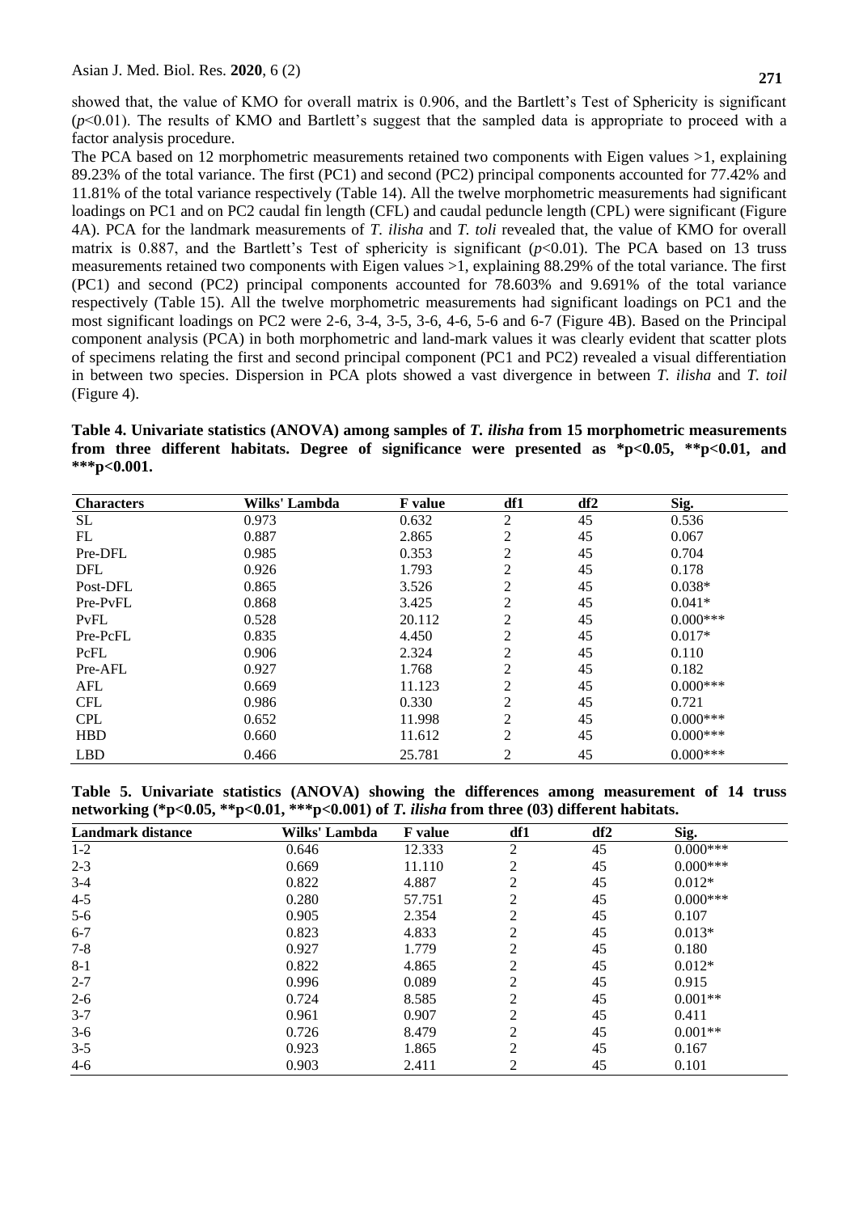showed that, the value of KMO for overall matrix is 0.906, and the Bartlett's Test of Sphericity is significant ($p$<0.01). The results of KMO and Bartlett's suggest that the sampled data is appropriate to proceed with a factor analysis procedure.

The PCA based on 12 morphometric measurements retained two components with Eigen values >1, explaining 89.23% of the total variance. The first (PC1) and second (PC2) principal components accounted for 77.42% and 11.81% of the total variance respectively (Table 14). All the twelve morphometric measurements had significant loadings on PC1 and on PC2 caudal fin length (CFL) and caudal peduncle length (CPL) were significant (Figure 4A). PCA for the landmark measurements of *T. ilisha* and *T. toli* revealed that, the value of KMO for overall matrix is 0.887, and the Bartlett's Test of sphericity is significant ($p$<0.01). The PCA based on 13 truss measurements retained two components with Eigen values >1, explaining 88.29% of the total variance. The first (PC1) and second (PC2) principal components accounted for 78.603% and 9.691% of the total variance respectively (Table 15). All the twelve morphometric measurements had significant loadings on PC1 and the most significant loadings on PC2 were 2-6, 3-4, 3-5, 3-6, 4-6, 5-6 and 6-7 (Figure 4B). Based on the Principal component analysis (PCA) in both morphometric and land-mark values it was clearly evident that scatter plots of specimens relating the first and second principal component (PC1 and PC2) revealed a visual differentiation in between two species. Dispersion in PCA plots showed a vast divergence in between *T. ilisha* and *T. toil* (Figure 4).

**Table 4. Univariate statistics (ANOVA) among samples of *T. ilisha* from 15 morphometric measurements from three different habitats. Degree of significance were presented as *p<0.05, **p<0.01, and ***p<0.001.**

| Characters | Wilks' Lambda | F value | df1 | df2 | Sig. |
|---|---|---|---|---|---|
| SL | 0.973 | 0.632 | 2 | 45 | 0.536 |
| FL | 0.887 | 2.865 | 2 | 45 | 0.067 |
| Pre-DFL | 0.985 | 0.353 | 2 | 45 | 0.704 |
| DFL | 0.926 | 1.793 | 2 | 45 | 0.178 |
| Post-DFL | 0.865 | 3.526 | 2 | 45 | 0.038* |
| Pre-PvFL | 0.868 | 3.425 | 2 | 45 | 0.041* |
| PvFL | 0.528 | 20.112 | 2 | 45 | 0.000*** |
| Pre-PcFL | 0.835 | 4.450 | 2 | 45 | 0.017* |
| PcFL | 0.906 | 2.324 | 2 | 45 | 0.110 |
| Pre-AFL | 0.927 | 1.768 | 2 | 45 | 0.182 |
| AFL | 0.669 | 11.123 | 2 | 45 | 0.000*** |
| CFL | 0.986 | 0.330 | 2 | 45 | 0.721 |
| CPL | 0.652 | 11.998 | 2 | 45 | 0.000*** |
| HBD | 0.660 | 11.612 | 2 | 45 | 0.000*** |
| LBD | 0.466 | 25.781 | 2 | 45 | 0.000*** |

**Table 5. Univariate statistics (ANOVA) showing the differences among measurement of 14 truss networking (*p<0.05, **p<0.01, ***p<0.001) of *T. ilisha* from three (03) different habitats.**

| Landmark distance | Wilks' Lambda | F value | df1 | df2 | Sig. |
|---|---|---|---|---|---|
| 1-2 | 0.646 | 12.333 | 2 | 45 | 0.000*** |
| 2-3 | 0.669 | 11.110 | 2 | 45 | 0.000*** |
| 3-4 | 0.822 | 4.887 | 2 | 45 | 0.012* |
| 4-5 | 0.280 | 57.751 | 2 | 45 | 0.000*** |
| 5-6 | 0.905 | 2.354 | 2 | 45 | 0.107 |
| 6-7 | 0.823 | 4.833 | 2 | 45 | 0.013* |
| 7-8 | 0.927 | 1.779 | 2 | 45 | 0.180 |
| 8-1 | 0.822 | 4.865 | 2 | 45 | 0.012* |
| 2-7 | 0.996 | 0.089 | 2 | 45 | 0.915 |
| 2-6 | 0.724 | 8.585 | 2 | 45 | 0.001** |
| 3-7 | 0.961 | 0.907 | 2 | 45 | 0.411 |
| 3-6 | 0.726 | 8.479 | 2 | 45 | 0.001** |
| 3-5 | 0.923 | 1.865 | 2 | 45 | 0.167 |
| 4-6 | 0.903 | 2.411 | 2 | 45 | 0.101 |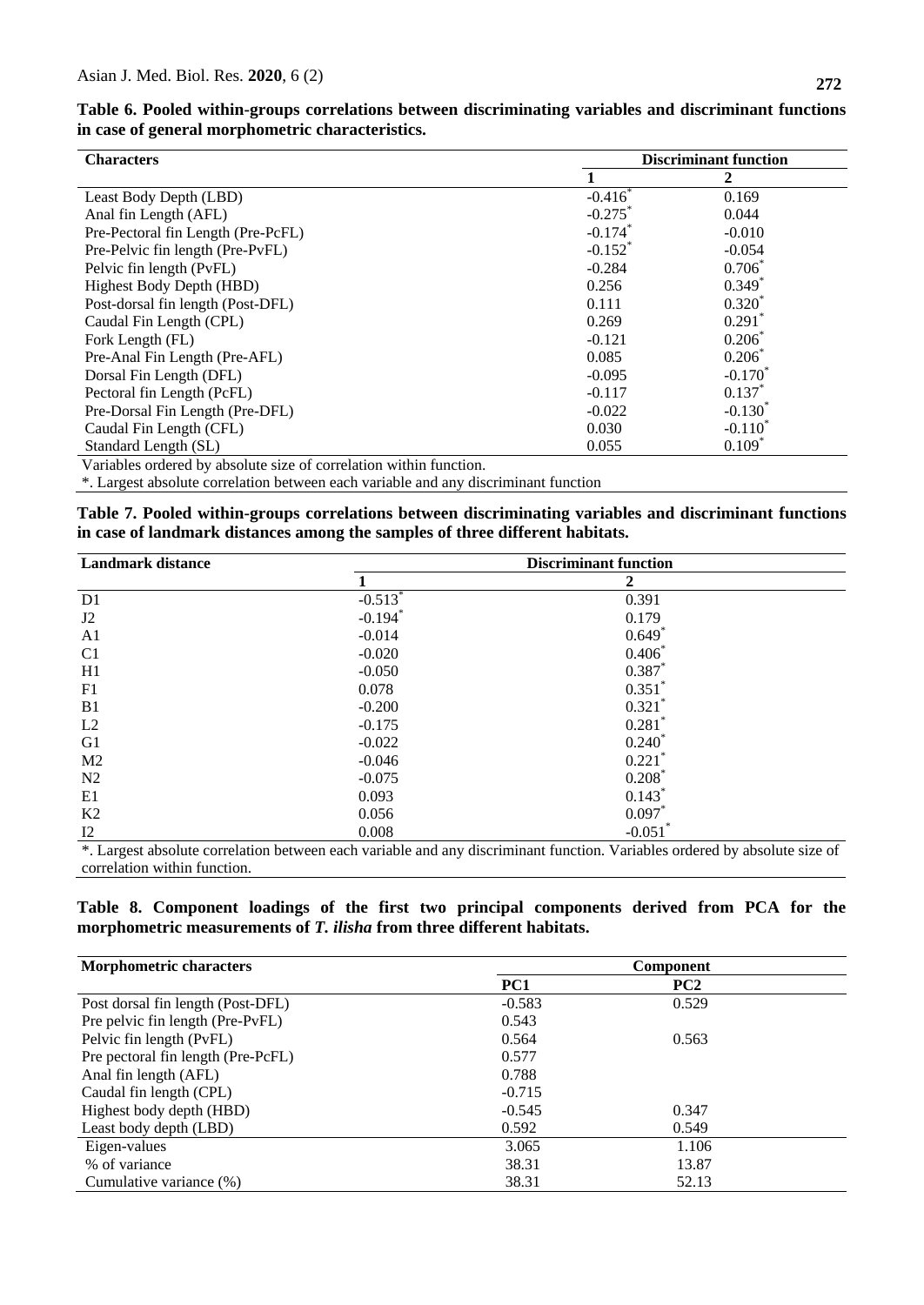**Table 6. Pooled within-groups correlations between discriminating variables and discriminant functions in case of general morphometric characteristics.**

| Characters | Discriminant function | |
|---|---|---|
| | 1 | 2 |
| Least Body Depth (LBD) | -0.416* | 0.169 |
| Anal fin Length (AFL) | -0.275* | 0.044 |
| Pre-Pectoral fin Length (Pre-PcFL) | -0.174* | -0.010 |
| Pre-Pelvic fin length (Pre-PvFL) | -0.152* | -0.054 |
| Pelvic fin length (PvFL) | -0.284 | 0.706* |
| Highest Body Depth (HBD) | 0.256 | 0.349* |
| Post-dorsal fin length (Post-DFL) | 0.111 | 0.320* |
| Caudal Fin Length (CPL) | 0.269 | 0.291* |
| Fork Length (FL) | -0.121 | 0.206* |
| Pre-Anal Fin Length (Pre-AFL) | 0.085 | 0.206* |
| Dorsal Fin Length (DFL) | -0.095 | -0.170* |
| Pectoral fin Length (PcFL) | -0.117 | 0.137* |
| Pre-Dorsal Fin Length (Pre-DFL) | -0.022 | -0.130* |
| Caudal Fin Length (CFL) | 0.030 | -0.110* |
| Standard Length (SL) | 0.055 | 0.109* |

Variables ordered by absolute size of correlation within function.
*. Largest absolute correlation between each variable and any discriminant function

**Table 7. Pooled within-groups correlations between discriminating variables and discriminant functions in case of landmark distances among the samples of three different habitats.**

| Landmark distance | Discriminant function | |
|---|---|---|
| | 1 | 2 |
| D1 | -0.513* | 0.391 |
| J2 | -0.194* | 0.179 |
| A1 | -0.014 | 0.649* |
| C1 | -0.020 | 0.406* |
| H1 | -0.050 | 0.387* |
| F1 | 0.078 | 0.351* |
| B1 | -0.200 | 0.321* |
| L2 | -0.175 | 0.281* |
| G1 | -0.022 | 0.240* |
| M2 | -0.046 | 0.221* |
| N2 | -0.075 | 0.208* |
| E1 | 0.093 | 0.143* |
| K2 | 0.056 | 0.097* |
| I2 | 0.008 | -0.051* |

*. Largest absolute correlation between each variable and any discriminant function. Variables ordered by absolute size of correlation within function.

**Table 8. Component loadings of the first two principal components derived from PCA for the morphometric measurements of *T. ilisha* from three different habitats.**

| Morphometric characters | Component | |
|---|---|---|
| | PC1 | PC2 |
| Post dorsal fin length (Post-DFL) | -0.583 | 0.529 |
| Pre pelvic fin length (Pre-PvFL) | 0.543 | |
| Pelvic fin length (PvFL) | 0.564 | 0.563 |
| Pre pectoral fin length (Pre-PcFL) | 0.577 | |
| Anal fin length (AFL) | 0.788 | |
| Caudal fin length (CPL) | -0.715 | |
| Highest body depth (HBD) | -0.545 | 0.347 |
| Least body depth (LBD) | 0.592 | 0.549 |
| Eigen-values | 3.065 | 1.106 |
| % of variance | 38.31 | 13.87 |
| Cumulative variance (%) | 38.31 | 52.13 |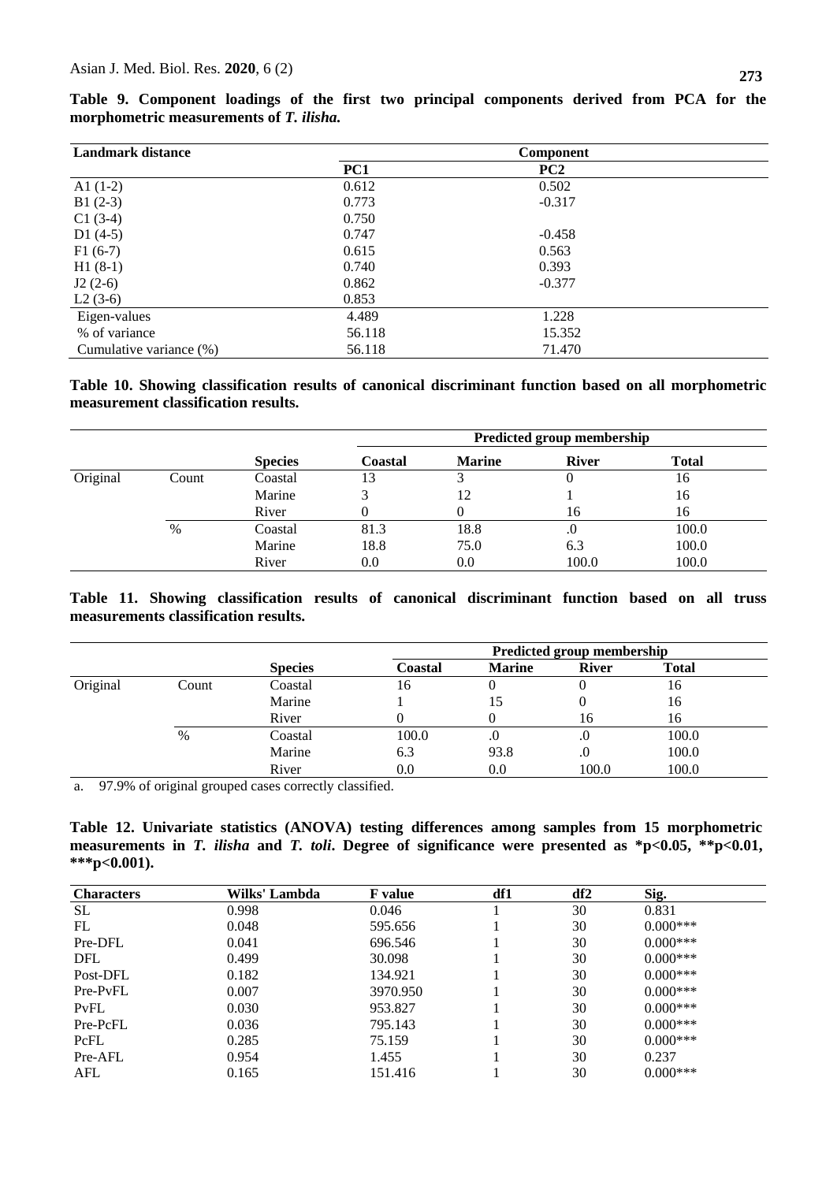**Table 9. Component loadings of the first two principal components derived from PCA for the morphometric measurements of *T. ilisha.***

| Landmark distance | Component | |
|---|---|---|
| | PC1 | PC2 |
| A1 (1-2) | 0.612 | 0.502 |
| B1 (2-3) | 0.773 | -0.317 |
| C1 (3-4) | 0.750 | |
| D1 (4-5) | 0.747 | -0.458 |
| F1 (6-7) | 0.615 | 0.563 |
| H1 (8-1) | 0.740 | 0.393 |
| J2 (2-6) | 0.862 | -0.377 |
| L2 (3-6) | 0.853 | |
| Eigen-values | 4.489 | 1.228 |
| % of variance | 56.118 | 15.352 |
| Cumulative variance (%) | 56.118 | 71.470 |

**Table 10. Showing classification results of canonical discriminant function based on all morphometric measurement classification results.**

| | | | Predicted group membership | | | |
|---|---|---|---|---|---|---|
| | | Species | Coastal | Marine | River | Total |
| Original | Count | Coastal | 13 | 3 | 0 | 16 |
| | | Marine | 3 | 12 | 1 | 16 |
| | | River | 0 | 0 | 16 | 16 |
| | % | Coastal | 81.3 | 18.8 | .0 | 100.0 |
| | | Marine | 18.8 | 75.0 | 6.3 | 100.0 |
| | | River | 0.0 | 0.0 | 100.0 | 100.0 |

**Table 11. Showing classification results of canonical discriminant function based on all truss measurements classification results.**

| | | | Predicted group membership | | | |
|---|---|---|---|---|---|---|
| | | Species | Coastal | Marine | River | Total |
| Original | Count | Coastal | 16 | 0 | 0 | 16 |
| | | Marine | 1 | 15 | 0 | 16 |
| | | River | 0 | 0 | 16 | 16 |
| | % | Coastal | 100.0 | .0 | .0 | 100.0 |
| | | Marine | 6.3 | 93.8 | .0 | 100.0 |
| | | River | 0.0 | 0.0 | 100.0 | 100.0 |

a. 97.9% of original grouped cases correctly classified.

**Table 12. Univariate statistics (ANOVA) testing differences among samples from 15 morphometric measurements in *T. ilisha* and *T. toli*. Degree of significance were presented as \*p<0.05, \*\*p<0.01, \*\*\*p<0.001).**

| Characters | Wilks' Lambda | F value | df1 | df2 | Sig. |
|---|---|---|---|---|---|
| SL | 0.998 | 0.046 | 1 | 30 | 0.831 |
| FL | 0.048 | 595.656 | 1 | 30 | 0.000*** |
| Pre-DFL | 0.041 | 696.546 | 1 | 30 | 0.000*** |
| DFL | 0.499 | 30.098 | 1 | 30 | 0.000*** |
| Post-DFL | 0.182 | 134.921 | 1 | 30 | 0.000*** |
| Pre-PvFL | 0.007 | 3970.950 | 1 | 30 | 0.000*** |
| PvFL | 0.030 | 953.827 | 1 | 30 | 0.000*** |
| Pre-PcFL | 0.036 | 795.143 | 1 | 30 | 0.000*** |
| PcFL | 0.285 | 75.159 | 1 | 30 | 0.000*** |
| Pre-AFL | 0.954 | 1.455 | 1 | 30 | 0.237 |
| AFL | 0.165 | 151.416 | 1 | 30 | 0.000*** |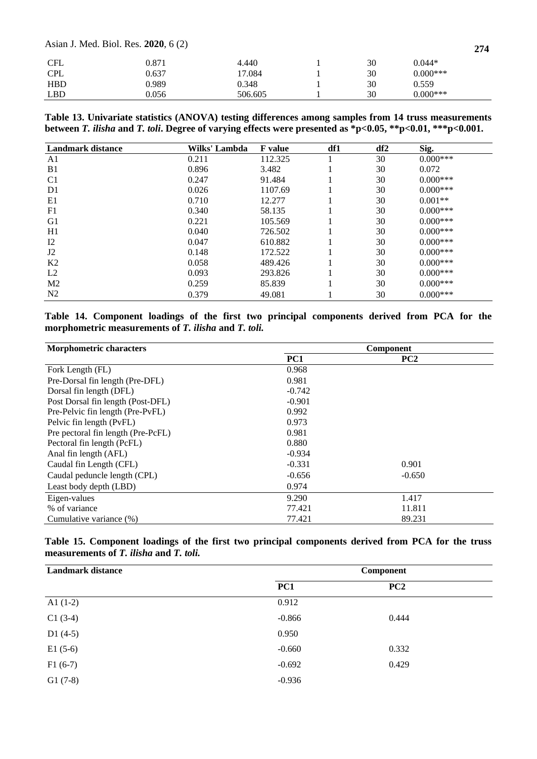| CFL | 0.871 | 4.440 | 1 | 30 | 0.044* |
|---|---|---|---|---|---|
| CPL | 0.637 | 17.084 | 1 | 30 | 0.000*** |
| HBD | 0.989 | 0.348 | 1 | 30 | 0.559 |
| LBD | 0.056 | 506.605 | 1 | 30 | 0.000*** |

**Table 13. Univariate statistics (ANOVA) testing differences among samples from 14 truss measurements between *T. ilisha* and *T. toli*. Degree of varying effects were presented as *p<0.05, **p<0.01, ***p<0.001.**

| Landmark distance | Wilks' Lambda | F value | df1 | df2 | Sig. |
|---|---|---|---|---|---|
| A1 | 0.211 | 112.325 | 1 | 30 | 0.000*** |
| B1 | 0.896 | 3.482 | 1 | 30 | 0.072 |
| C1 | 0.247 | 91.484 | 1 | 30 | 0.000*** |
| D1 | 0.026 | 1107.69 | 1 | 30 | 0.000*** |
| E1 | 0.710 | 12.277 | 1 | 30 | 0.001** |
| F1 | 0.340 | 58.135 | 1 | 30 | 0.000*** |
| G1 | 0.221 | 105.569 | 1 | 30 | 0.000*** |
| H1 | 0.040 | 726.502 | 1 | 30 | 0.000*** |
| I2 | 0.047 | 610.882 | 1 | 30 | 0.000*** |
| J2 | 0.148 | 172.522 | 1 | 30 | 0.000*** |
| K2 | 0.058 | 489.426 | 1 | 30 | 0.000*** |
| L2 | 0.093 | 293.826 | 1 | 30 | 0.000*** |
| M2 | 0.259 | 85.839 | 1 | 30 | 0.000*** |
| N2 | 0.379 | 49.081 | 1 | 30 | 0.000*** |

**Table 14. Component loadings of the first two principal components derived from PCA for the morphometric measurements of *T. ilisha* and *T. toli.***

| Morphometric characters | Component | |
|---|---|---|
| | PC1 | PC2 |
| Fork Length (FL) | 0.968 | |
| Pre-Dorsal fin length (Pre-DFL) | 0.981 | |
| Dorsal fin length (DFL) | -0.742 | |
| Post Dorsal fin length (Post-DFL) | -0.901 | |
| Pre-Pelvic fin length (Pre-PvFL) | 0.992 | |
| Pelvic fin length (PvFL) | 0.973 | |
| Pre pectoral fin length (Pre-PcFL) | 0.981 | |
| Pectoral fin length (PcFL) | 0.880 | |
| Anal fin length (AFL) | -0.934 | |
| Caudal fin Length (CFL) | -0.331 | 0.901 |
| Caudal peduncle length (CPL) | -0.656 | -0.650 |
| Least body depth (LBD) | 0.974 | |
| Eigen-values | 9.290 | 1.417 |
| % of variance | 77.421 | 11.811 |
| Cumulative variance (%) | 77.421 | 89.231 |

**Table 15. Component loadings of the first two principal components derived from PCA for the truss measurements of *T. ilisha* and *T. toli.***

| Landmark distance | Component | |
|---|---|---|
| | PC1 | PC2 |
| A1 (1-2) | 0.912 | |
| C1 (3-4) | -0.866 | 0.444 |
| D1 (4-5) | 0.950 | |
| E1 (5-6) | -0.660 | 0.332 |
| F1 (6-7) | -0.692 | 0.429 |
| G1 (7-8) | -0.936 | |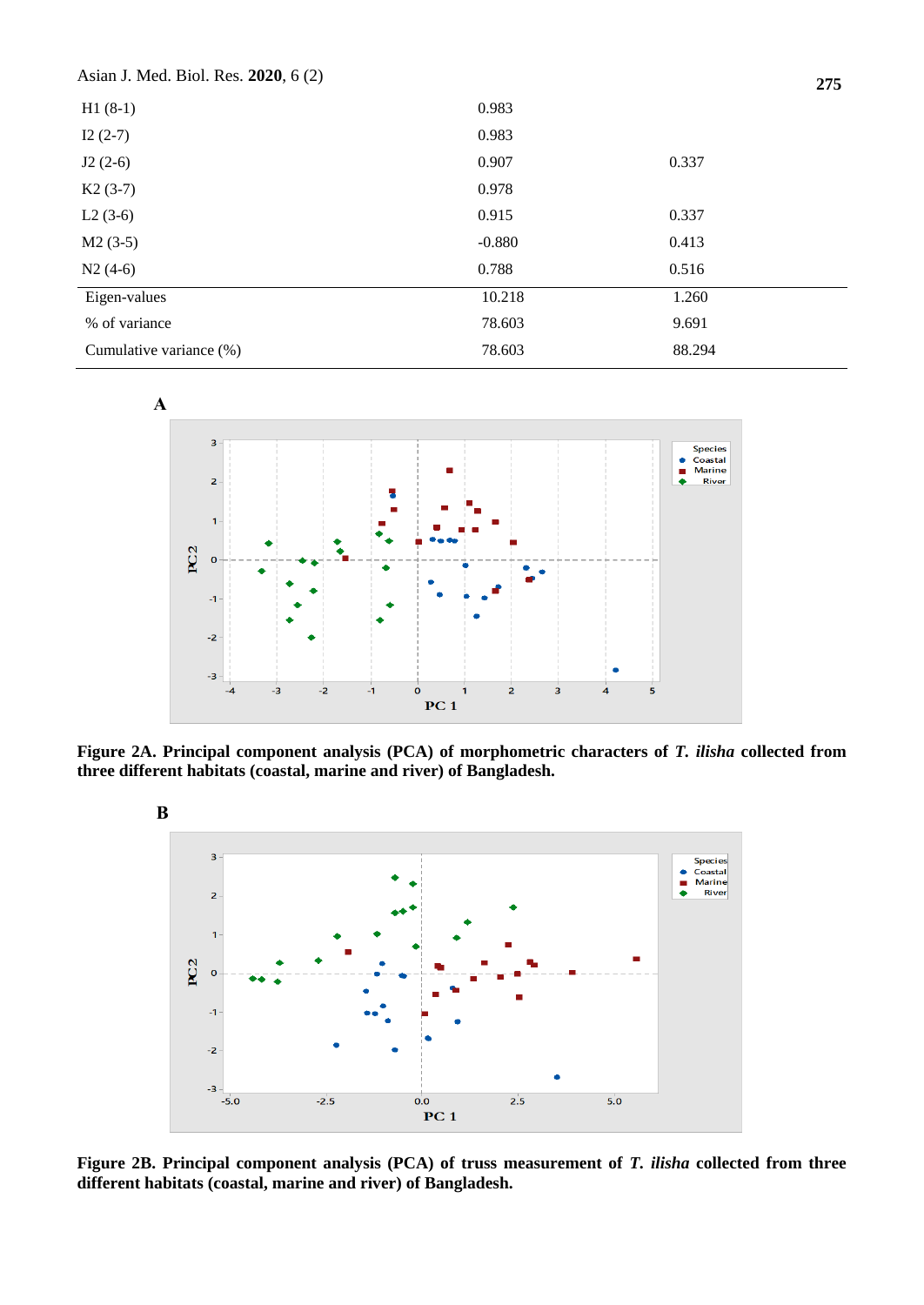| | | |
|---|---|---|
| H1 (8-1) | 0.983 | |
| I2 (2-7) | 0.983 | |
| J2 (2-6) | 0.907 | 0.337 |
| K2 (3-7) | 0.978 | |
| L2 (3-6) | 0.915 | 0.337 |
| M2 (3-5) | -0.880 | 0.413 |
| N2 (4-6) | 0.788 | 0.516 |
| Eigen-values | 10.218 | 1.260 |
| % of variance | 78.603 | 9.691 |
| Cumulative variance (%) | 78.603 | 88.294 |

**Figure 2A. Principal component analysis (PCA) of morphometric characters of *T. ilisha* collected from three different habitats (coastal, marine and river) of Bangladesh.**

**Figure 2B. Principal component analysis (PCA) of truss measurement of *T. ilisha* collected from three different habitats (coastal, marine and river) of Bangladesh.**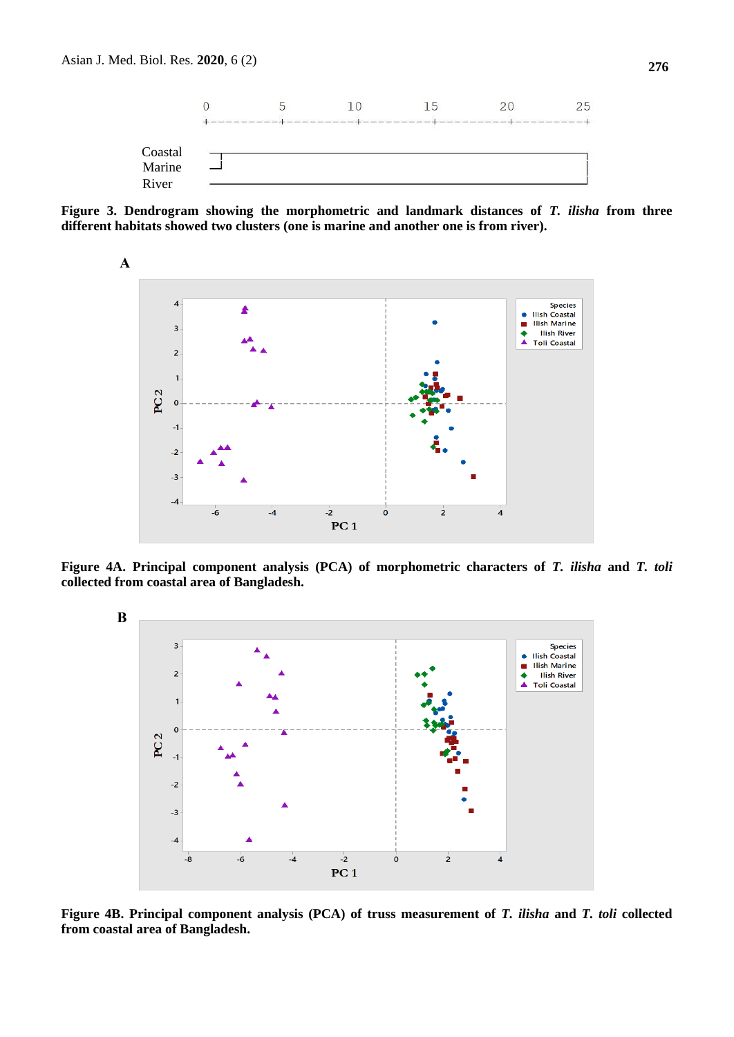**Figure 3. Dendrogram showing the morphometric and landmark distances of *T. ilisha* from three different habitats showed two clusters (one is marine and another one is from river).**

**A**

**Figure 4A. Principal component analysis (PCA) of morphometric characters of *T. ilisha* and *T. toli* collected from coastal area of Bangladesh.**

**B**

**Figure 4B. Principal component analysis (PCA) of truss measurement of *T. ilisha* and *T. toli* collected from coastal area of Bangladesh.**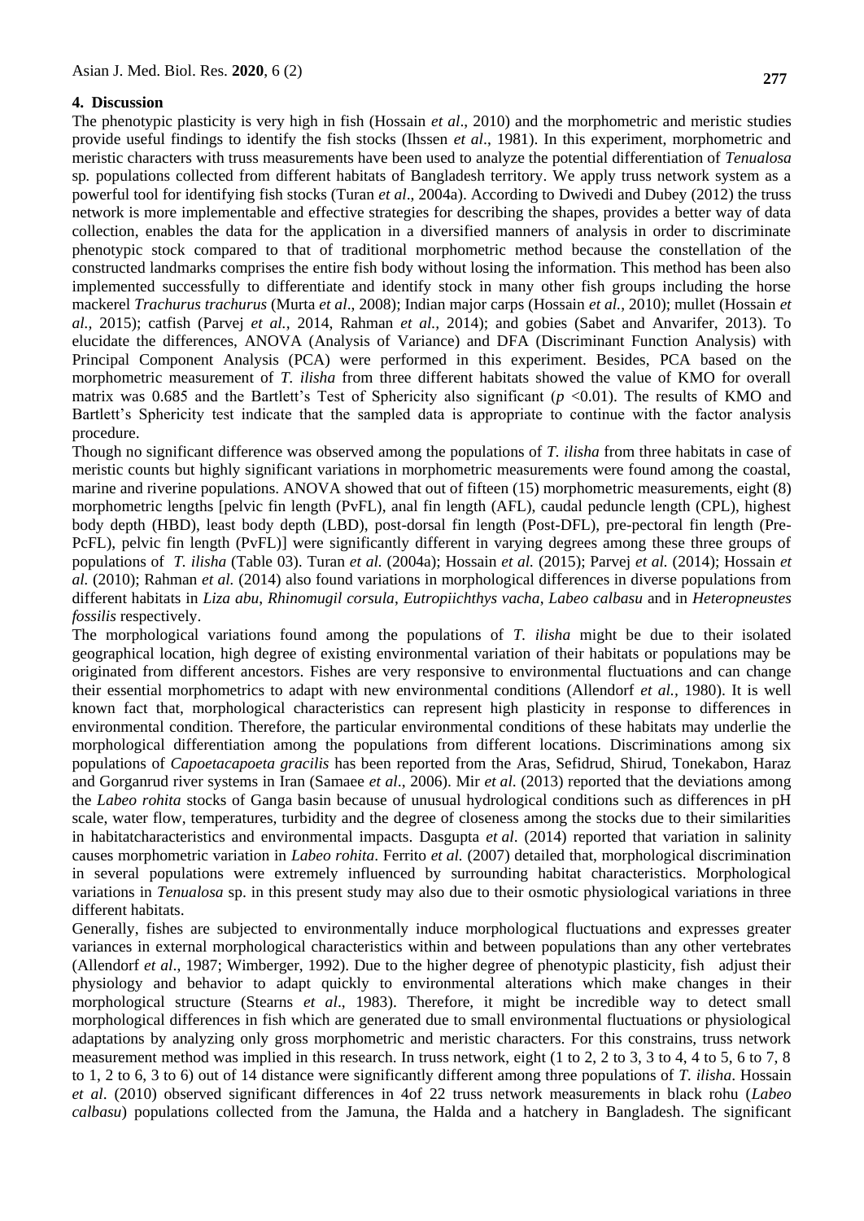## 4. Discussion

The phenotypic plasticity is very high in fish (Hossain *et al*., 2010) and the morphometric and meristic studies provide useful findings to identify the fish stocks (Ihssen *et al*., 1981). In this experiment, morphometric and meristic characters with truss measurements have been used to analyze the potential differentiation of *Tenualosa* sp. populations collected from different habitats of Bangladesh territory. We apply truss network system as a powerful tool for identifying fish stocks (Turan *et al*., 2004a). According to Dwivedi and Dubey (2012) the truss network is more implementable and effective strategies for describing the shapes, provides a better way of data collection, enables the data for the application in a diversified manners of analysis in order to discriminate phenotypic stock compared to that of traditional morphometric method because the constellation of the constructed landmarks comprises the entire fish body without losing the information. This method has been also implemented successfully to differentiate and identify stock in many other fish groups including the horse mackerel *Trachurus trachurus* (Murta *et al*., 2008); Indian major carps (Hossain *et al.*, 2010); mullet (Hossain *et al.*, 2015); catfish (Parvej *et al.,* 2014, Rahman *et al.,* 2014); and gobies (Sabet and Anvarifer, 2013). To elucidate the differences, ANOVA (Analysis of Variance) and DFA (Discriminant Function Analysis) with Principal Component Analysis (PCA) were performed in this experiment. Besides, PCA based on the morphometric measurement of *T. ilisha* from three different habitats showed the value of KMO for overall matrix was 0.685 and the Bartlett's Test of Sphericity also significant ($p$ <0.01). The results of KMO and Bartlett's Sphericity test indicate that the sampled data is appropriate to continue with the factor analysis procedure.

Though no significant difference was observed among the populations of *T. ilisha* from three habitats in case of meristic counts but highly significant variations in morphometric measurements were found among the coastal, marine and riverine populations. ANOVA showed that out of fifteen (15) morphometric measurements, eight (8) morphometric lengths [pelvic fin length (PvFL), anal fin length (AFL), caudal peduncle length (CPL), highest body depth (HBD), least body depth (LBD), post-dorsal fin length (Post-DFL), pre-pectoral fin length (Pre-PcFL), pelvic fin length (PvFL)] were significantly different in varying degrees among these three groups of populations of *T. ilisha* (Table 03). Turan *et al.* (2004a); Hossain *et al.* (2015); Parvej *et al.* (2014); Hossain *et al.* (2010); Rahman *et al.* (2014) also found variations in morphological differences in diverse populations from different habitats in *Liza abu*, *Rhinomugil corsula*, *Eutropiichthys vacha*, *Labeo calbasu* and in *Heteropneustes fossilis* respectively.

The morphological variations found among the populations of *T. ilisha* might be due to their isolated geographical location, high degree of existing environmental variation of their habitats or populations may be originated from different ancestors. Fishes are very responsive to environmental fluctuations and can change their essential morphometrics to adapt with new environmental conditions (Allendorf *et al.,* 1980). It is well known fact that, morphological characteristics can represent high plasticity in response to differences in environmental condition. Therefore, the particular environmental conditions of these habitats may underlie the morphological differentiation among the populations from different locations. Discriminations among six populations of *Capoetacapoeta gracilis* has been reported from the Aras, Sefidrud, Shirud, Tonekabon, Haraz and Gorganrud river systems in Iran (Samaee *et al*., 2006). Mir *et al*. (2013) reported that the deviations among the *Labeo rohita* stocks of Ganga basin because of unusual hydrological conditions such as differences in pH scale, water flow, temperatures, turbidity and the degree of closeness among the stocks due to their similarities in habitatcharacteristics and environmental impacts. Dasgupta *et al*. (2014) reported that variation in salinity causes morphometric variation in *Labeo rohita*. Ferrito *et al.* (2007) detailed that, morphological discrimination in several populations were extremely influenced by surrounding habitat characteristics. Morphological variations in *Tenualosa* sp. in this present study may also due to their osmotic physiological variations in three different habitats.

Generally, fishes are subjected to environmentally induce morphological fluctuations and expresses greater variances in external morphological characteristics within and between populations than any other vertebrates (Allendorf *et al*., 1987; Wimberger, 1992). Due to the higher degree of phenotypic plasticity, fish adjust their physiology and behavior to adapt quickly to environmental alterations which make changes in their morphological structure (Stearns *et al*., 1983). Therefore, it might be incredible way to detect small morphological differences in fish which are generated due to small environmental fluctuations or physiological adaptations by analyzing only gross morphometric and meristic characters. For this constrains, truss network measurement method was implied in this research. In truss network, eight (1 to 2, 2 to 3, 3 to 4, 4 to 5, 6 to 7, 8 to 1, 2 to 6, 3 to 6) out of 14 distance were significantly different among three populations of *T. ilisha*. Hossain *et al*. (2010) observed significant differences in 4of 22 truss network measurements in black rohu (*Labeo calbasu*) populations collected from the Jamuna, the Halda and a hatchery in Bangladesh. The significant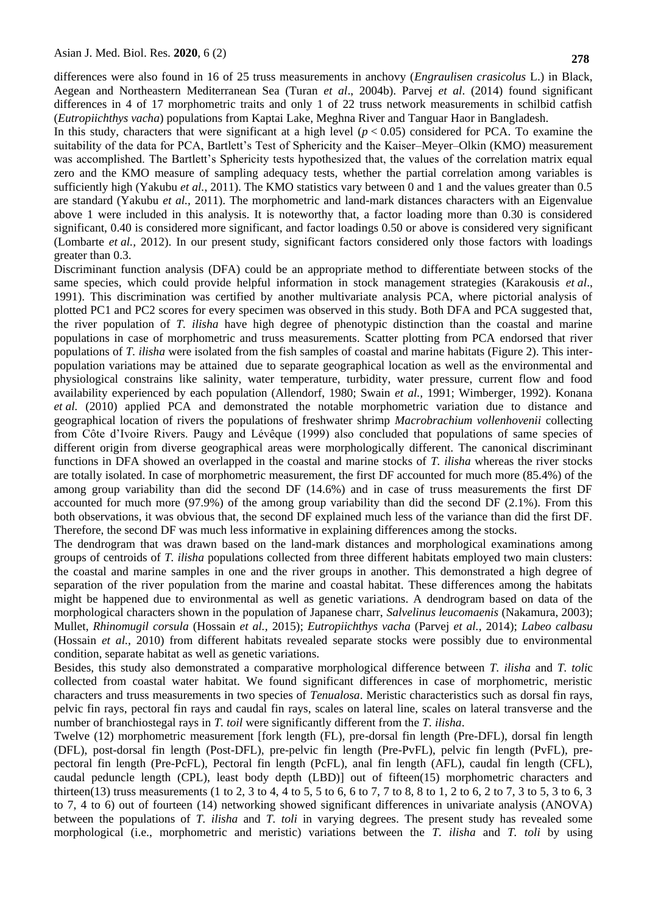differences were also found in 16 of 25 truss measurements in anchovy (*Engraulisen crasicolus* L.) in Black, Aegean and Northeastern Mediterranean Sea (Turan *et al*., 2004b). Parvej *et al*. (2014) found significant differences in 4 of 17 morphometric traits and only 1 of 22 truss network measurements in schilbid catfish (*Eutropiichthys vacha*) populations from Kaptai Lake, Meghna River and Tanguar Haor in Bangladesh.

In this study, characters that were significant at a high level ($p < 0.05$) considered for PCA. To examine the suitability of the data for PCA, Bartlett's Test of Sphericity and the Kaiser–Meyer–Olkin (KMO) measurement was accomplished. The Bartlett's Sphericity tests hypothesized that, the values of the correlation matrix equal zero and the KMO measure of sampling adequacy tests, whether the partial correlation among variables is sufficiently high (Yakubu *et al.*, 2011). The KMO statistics vary between 0 and 1 and the values greater than 0.5 are standard (Yakubu *et al.,* 2011). The morphometric and land-mark distances characters with an Eigenvalue above 1 were included in this analysis. It is noteworthy that, a factor loading more than 0.30 is considered significant, 0.40 is considered more significant, and factor loadings 0.50 or above is considered very significant (Lombarte *et al.,* 2012). In our present study, significant factors considered only those factors with loadings greater than 0.3.

Discriminant function analysis (DFA) could be an appropriate method to differentiate between stocks of the same species, which could provide helpful information in stock management strategies (Karakousis *et al*., 1991). This discrimination was certified by another multivariate analysis PCA, where pictorial analysis of plotted PC1 and PC2 scores for every specimen was observed in this study. Both DFA and PCA suggested that, the river population of *T. ilisha* have high degree of phenotypic distinction than the coastal and marine populations in case of morphometric and truss measurements. Scatter plotting from PCA endorsed that river populations of *T. ilisha* were isolated from the fish samples of coastal and marine habitats (Figure 2). This inter-population variations may be attained due to separate geographical location as well as the environmental and physiological constrains like salinity, water temperature, turbidity, water pressure, current flow and food availability experienced by each population (Allendorf, 1980; Swain *et al.,* 1991; Wimberger, 1992). Konana *et al.* (2010) applied PCA and demonstrated the notable morphometric variation due to distance and geographical location of rivers the populations of freshwater shrimp *Macrobrachium vollenhovenii* collecting from Côte d'Ivoire Rivers. Paugy and Lévêque (1999) also concluded that populations of same species of different origin from diverse geographical areas were morphologically different. The canonical discriminant functions in DFA showed an overlapped in the coastal and marine stocks of *T. ilisha* whereas the river stocks are totally isolated. In case of morphometric measurement, the first DF accounted for much more (85.4%) of the among group variability than did the second DF (14.6%) and in case of truss measurements the first DF accounted for much more (97.9%) of the among group variability than did the second DF (2.1%). From this both observations, it was obvious that, the second DF explained much less of the variance than did the first DF. Therefore, the second DF was much less informative in explaining differences among the stocks.

The dendrogram that was drawn based on the land-mark distances and morphological examinations among groups of centroids of *T. ilisha* populations collected from three different habitats employed two main clusters: the coastal and marine samples in one and the river groups in another. This demonstrated a high degree of separation of the river population from the marine and coastal habitat. These differences among the habitats might be happened due to environmental as well as genetic variations. A dendrogram based on data of the morphological characters shown in the population of Japanese charr, *Salvelinus leucomaenis* (Nakamura, 2003); Mullet, *Rhinomugil corsula* (Hossain *et al.,* 2015); *Eutropiichthys vacha* (Parvej *et al.,* 2014); *Labeo calbasu* (Hossain *et al.,* 2010) from different habitats revealed separate stocks were possibly due to environmental condition, separate habitat as well as genetic variations.

Besides, this study also demonstrated a comparative morphological difference between *T. ilisha* and *T. toli*c collected from coastal water habitat. We found significant differences in case of morphometric, meristic characters and truss measurements in two species of *Tenualosa*. Meristic characteristics such as dorsal fin rays, pelvic fin rays, pectoral fin rays and caudal fin rays, scales on lateral line, scales on lateral transverse and the number of branchiostegal rays in *T. toil* were significantly different from the *T. ilisha*.

Twelve (12) morphometric measurement [fork length (FL), pre-dorsal fin length (Pre-DFL), dorsal fin length (DFL), post-dorsal fin length (Post-DFL), pre-pelvic fin length (Pre-PvFL), pelvic fin length (PvFL), pre-pectoral fin length (Pre-PcFL), Pectoral fin length (PcFL), anal fin length (AFL), caudal fin length (CFL), caudal peduncle length (CPL), least body depth (LBD)] out of fifteen(15) morphometric characters and thirteen(13) truss measurements (1 to 2, 3 to 4, 4 to 5, 5 to 6, 6 to 7, 7 to 8, 8 to 1, 2 to 6, 2 to 7, 3 to 5, 3 to 6, 3 to 7, 4 to 6) out of fourteen (14) networking showed significant differences in univariate analysis (ANOVA) between the populations of *T. ilisha* and *T. toli* in varying degrees. The present study has revealed some morphological (i.e., morphometric and meristic) variations between the *T. ilisha* and *T. toli* by using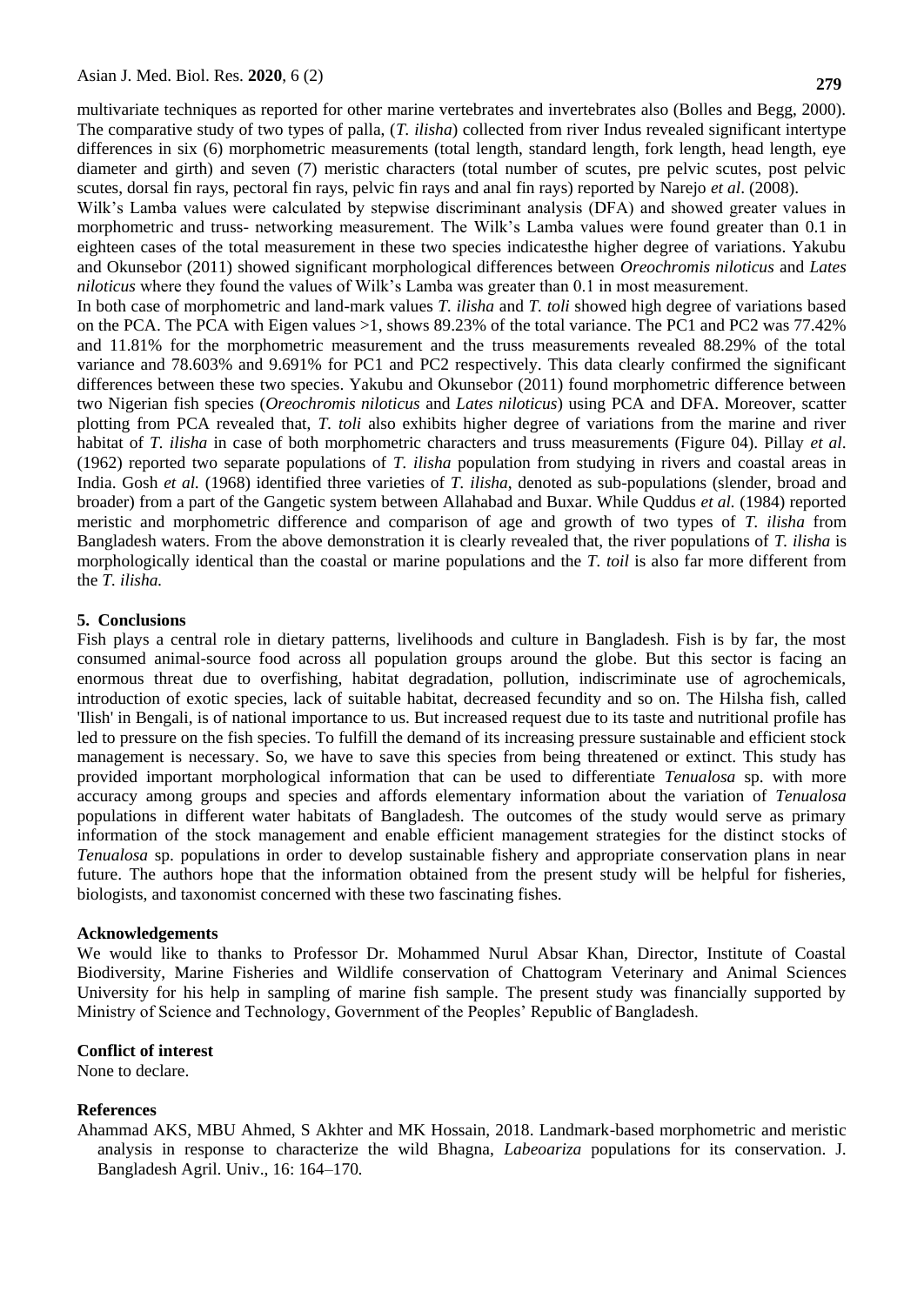multivariate techniques as reported for other marine vertebrates and invertebrates also (Bolles and Begg, 2000). The comparative study of two types of palla, (*T. ilisha*) collected from river Indus revealed significant intertype differences in six (6) morphometric measurements (total length, standard length, fork length, head length, eye diameter and girth) and seven (7) meristic characters (total number of scutes, pre pelvic scutes, post pelvic scutes, dorsal fin rays, pectoral fin rays, pelvic fin rays and anal fin rays) reported by Narejo *et al*. (2008).

Wilk's Lamba values were calculated by stepwise discriminant analysis (DFA) and showed greater values in morphometric and truss- networking measurement. The Wilk's Lamba values were found greater than 0.1 in eighteen cases of the total measurement in these two species indicatesthe higher degree of variations. Yakubu and Okunsebor (2011) showed significant morphological differences between *Oreochromis niloticus* and *Lates niloticus* where they found the values of Wilk's Lamba was greater than 0.1 in most measurement.

In both case of morphometric and land-mark values *T. ilisha* and *T. toli* showed high degree of variations based on the PCA. The PCA with Eigen values >1, shows 89.23% of the total variance. The PC1 and PC2 was 77.42% and 11.81% for the morphometric measurement and the truss measurements revealed 88.29% of the total variance and 78.603% and 9.691% for PC1 and PC2 respectively. This data clearly confirmed the significant differences between these two species. Yakubu and Okunsebor (2011) found morphometric difference between two Nigerian fish species (*Oreochromis niloticus* and *Lates niloticus*) using PCA and DFA. Moreover, scatter plotting from PCA revealed that, *T. toli* also exhibits higher degree of variations from the marine and river habitat of *T. ilisha* in case of both morphometric characters and truss measurements (Figure 04). Pillay *et al*. (1962) reported two separate populations of *T. ilisha* population from studying in rivers and coastal areas in India. Gosh *et al.* (1968) identified three varieties of *T. ilisha*, denoted as sub-populations (slender, broad and broader) from a part of the Gangetic system between Allahabad and Buxar. While Quddus *et al.* (1984) reported meristic and morphometric difference and comparison of age and growth of two types of *T. ilisha* from Bangladesh waters. From the above demonstration it is clearly revealed that, the river populations of *T. ilisha* is morphologically identical than the coastal or marine populations and the *T. toil* is also far more different from the *T. ilisha.*

## 5. Conclusions

Fish plays a central role in dietary patterns, livelihoods and culture in Bangladesh. Fish is by far, the most consumed animal-source food across all population groups around the globe. But this sector is facing an enormous threat due to overfishing, habitat degradation, pollution, indiscriminate use of agrochemicals, introduction of exotic species, lack of suitable habitat, decreased fecundity and so on. The Hilsha fish, called 'Ilish' in Bengali, is of national importance to us. But increased request due to its taste and nutritional profile has led to pressure on the fish species. To fulfill the demand of its increasing pressure sustainable and efficient stock management is necessary. So, we have to save this species from being threatened or extinct. This study has provided important morphological information that can be used to differentiate *Tenualosa* sp. with more accuracy among groups and species and affords elementary information about the variation of *Tenualosa* populations in different water habitats of Bangladesh. The outcomes of the study would serve as primary information of the stock management and enable efficient management strategies for the distinct stocks of *Tenualosa* sp. populations in order to develop sustainable fishery and appropriate conservation plans in near future. The authors hope that the information obtained from the present study will be helpful for fisheries, biologists, and taxonomist concerned with these two fascinating fishes.

## Acknowledgements

We would like to thanks to Professor Dr. Mohammed Nurul Absar Khan, Director, Institute of Coastal Biodiversity, Marine Fisheries and Wildlife conservation of Chattogram Veterinary and Animal Sciences University for his help in sampling of marine fish sample. The present study was financially supported by Ministry of Science and Technology, Government of the Peoples' Republic of Bangladesh.

## Conflict of interest

None to declare.

## References

Ahammad AKS, MBU Ahmed, S Akhter and MK Hossain, 2018. Landmark-based morphometric and meristic analysis in response to characterize the wild Bhagna, *Labeoariza* populations for its conservation. J. Bangladesh Agril. Univ., 16: 164–170.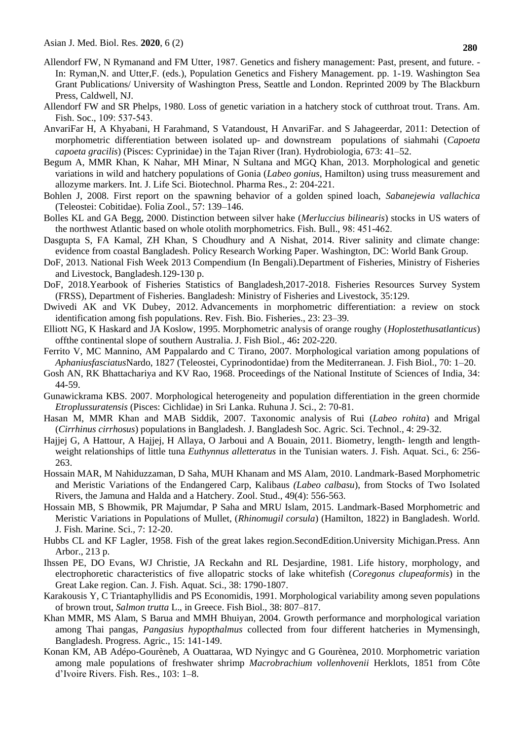Allendorf FW, N Rymanand and FM Utter, 1987. Genetics and fishery management: Past, present, and future. - In: Ryman,N. and Utter,F. (eds.), Population Genetics and Fishery Management. pp. 1-19. Washington Sea Grant Publications/ University of Washington Press, Seattle and London. Reprinted 2009 by The Blackburn Press, Caldwell, NJ.

Allendorf FW and SR Phelps, 1980. Loss of genetic variation in a hatchery stock of cutthroat trout. Trans. Am. Fish. Soc., 109: 537-543.

AnvariFar H, A Khyabani, H Farahmand, S Vatandoust, H AnvariFar. and S Jahageerdar, 2011: Detection of morphometric differentiation between isolated up- and downstream populations of siahmahi (*Capoeta capoeta gracilis*) (Pisces: Cyprinidae) in the Tajan River (Iran). Hydrobiologia, 673: 41–52.

Begum A, MMR Khan, K Nahar, MH Minar, N Sultana and MGQ Khan, 2013. Morphological and genetic variations in wild and hatchery populations of Gonia (*Labeo gonius*, Hamilton) using truss measurement and allozyme markers. Int. J. Life Sci. Biotechnol. Pharma Res., 2: 204-221.

Bohlen J, 2008. First report on the spawning behavior of a golden spined loach, *Sabanejewia vallachica* (Teleostei: Cobitidae). Folia Zool., 57: 139–146.

Bolles KL and GA Begg, 2000. Distinction between silver hake (*Merluccius bilinearis*) stocks in US waters of the northwest Atlantic based on whole otolith morphometrics. Fish. Bull., 98: 451-462.

Dasgupta S, FA Kamal, ZH Khan, S Choudhury and A Nishat, 2014. River salinity and climate change: evidence from coastal Bangladesh. Policy Research Working Paper. Washington, DC: World Bank Group.

DoF, 2013. National Fish Week 2013 Compendium (In Bengali).Department of Fisheries, Ministry of Fisheries and Livestock, Bangladesh.129-130 p.

DoF, 2018.Yearbook of Fisheries Statistics of Bangladesh,2017-2018. Fisheries Resources Survey System (FRSS), Department of Fisheries. Bangladesh: Ministry of Fisheries and Livestock, 35:129.

Dwivedi AK and VK Dubey, 2012. Advancements in morphometric differentiation: a review on stock identification among fish populations. Rev. Fish. Bio. Fisheries., 23: 23–39.

Elliott NG, K Haskard and JA Koslow, 1995. Morphometric analysis of orange roughy (*Hoplostethusatlanticus*) offthe continental slope of southern Australia. J. Fish Biol., 46**:** 202-220.

Ferrito V, MC Mannino, AM Pappalardo and C Tirano, 2007. Morphological variation among populations of *Aphaniusfasciatus*Nardo, 1827 (Teleostei, Cyprinodontidae) from the Mediterranean. J. Fish Biol., 70: 1–20.

Gosh AN, RK Bhattachariya and KV Rao, 1968. Proceedings of the National Institute of Sciences of India, 34: 44-59.

Gunawickrama KBS. 2007. Morphological heterogeneity and population differentiation in the green chormide *Etroplussuratensis* (Pisces: Cichlidae) in Sri Lanka. Ruhuna J. Sci., 2: 70-81.

Hasan M, MMR Khan and MAB Siddik, 2007. Taxonomic analysis of Rui (*Labeo rohita*) and Mrigal (*Cirrhinus cirrhosus*) populations in Bangladesh. J. Bangladesh Soc. Agric. Sci. Technol., 4: 29-32.

Hajjej G, A Hattour, A Hajjej, H Allaya, O Jarboui and A Bouain, 2011. Biometry, length- length and length-weight relationships of little tuna *Euthynnus alletteratus* in the Tunisian waters. J. Fish. Aquat. Sci., 6: 256-263.

Hossain MAR, M Nahiduzzaman, D Saha, MUH Khanam and MS Alam, 2010. Landmark-Based Morphometric and Meristic Variations of the Endangered Carp, Kalibaus *(Labeo calbasu*), from Stocks of Two Isolated Rivers, the Jamuna and Halda and a Hatchery. Zool. Stud., 49(4): 556-563.

Hossain MB, S Bhowmik, PR Majumdar, P Saha and MRU Islam, 2015. Landmark-Based Morphometric and Meristic Variations in Populations of Mullet, (*Rhinomugil corsula*) (Hamilton, 1822) in Bangladesh. World. J. Fish. Marine. Sci., 7: 12-20.

Hubbs CL and KF Lagler, 1958. Fish of the great lakes region.SecondEdition.University Michigan.Press. Ann Arbor., 213 p.

Ihssen PE, DO Evans, WJ Christie, JA Reckahn and RL Desjardine, 1981. Life history, morphology, and electrophoretic characteristics of five allopatric stocks of lake whitefish (*Coregonus clupeaformis*) in the Great Lake region. Can. J. Fish. Aquat. Sci., 38: 1790-1807.

Karakousis Y, C Triantaphyllidis and PS Economidis, 1991. Morphological variability among seven populations of brown trout, *Salmon trutta* L., in Greece. Fish Biol., 38: 807–817.

Khan MMR, MS Alam, S Barua and MMH Bhuiyan, 2004. Growth performance and morphological variation among Thai pangas, *Pangasius hypopthalmus* collected from four different hatcheries in Mymensingh, Bangladesh. Progress. Agric., 15: 141-149.

Konan KM, AB Adépo-Gourèneb, A Ouattaraa, WD Nyingyc and G Gourènea, 2010. Morphometric variation among male populations of freshwater shrimp *Macrobrachium vollenhovenii* Herklots, 1851 from Côte d'Ivoire Rivers. Fish. Res., 103: 1–8.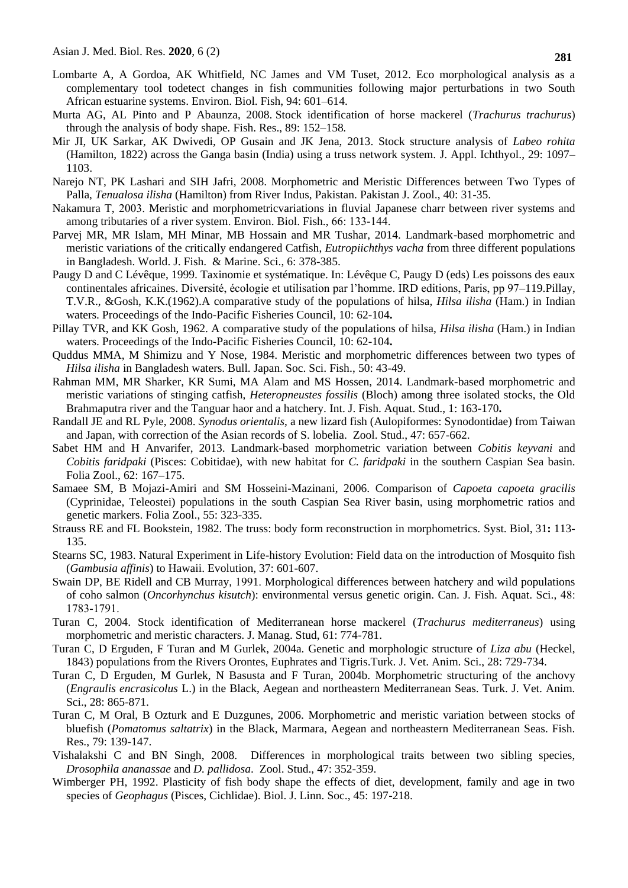Lombarte A, A Gordoa, AK Whitfield, NC James and VM Tuset, 2012. Eco morphological analysis as a complementary tool todetect changes in fish communities following major perturbations in two South African estuarine systems. Environ. Biol. Fish, 94: 601–614.

Murta AG, AL Pinto and P Abaunza, 2008. Stock identification of horse mackerel (*Trachurus trachurus*) through the analysis of body shape. Fish. Res., 89: 152–158.

Mir JI, UK Sarkar, AK Dwivedi, OP Gusain and JK Jena, 2013. Stock structure analysis of *Labeo rohita* (Hamilton, 1822) across the Ganga basin (India) using a truss network system. J. Appl. Ichthyol., 29: 1097–1103.

Narejo NT, PK Lashari and SIH Jafri, 2008. Morphometric and Meristic Differences between Two Types of Palla, *Tenualosa ilisha* (Hamilton) from River Indus, Pakistan. Pakistan J. Zool., 40: 31-35.

Nakamura T, 2003. Meristic and morphometricvariations in fluvial Japanese charr between river systems and among tributaries of a river system. Environ. Biol. Fish., 66: 133-144.

Parvej MR, MR Islam, MH Minar, MB Hossain and MR Tushar, 2014. Landmark-based morphometric and meristic variations of the critically endangered Catfish, *Eutropiichthys vacha* from three different populations in Bangladesh. World. J. Fish. & Marine. Sci., 6: 378-385.

Paugy D and C Lévêque, 1999. Taxinomie et systématique. In: Lévêque C, Paugy D (eds) Les poissons des eaux continentales africaines. Diversité, écologie et utilisation par l'homme. IRD editions, Paris, pp 97–119.Pillay, T.V.R., &Gosh, K.K.(1962).A comparative study of the populations of hilsa, *Hilsa ilisha* (Ham.) in Indian waters. Proceedings of the Indo-Pacific Fisheries Council, 10: 62-104**.**

Pillay TVR, and KK Gosh, 1962. A comparative study of the populations of hilsa, *Hilsa ilisha* (Ham.) in Indian waters. Proceedings of the Indo-Pacific Fisheries Council, 10: 62-104**.**

Quddus MMA, M Shimizu and Y Nose, 1984. Meristic and morphometric differences between two types of *Hilsa ilisha* in Bangladesh waters. Bull. Japan. Soc. Sci. Fish., 50: 43-49.

Rahman MM, MR Sharker, KR Sumi, MA Alam and MS Hossen, 2014. Landmark-based morphometric and meristic variations of stinging catfish, *Heteropneustes fossilis* (Bloch) among three isolated stocks, the Old Brahmaputra river and the Tanguar haor and a hatchery. Int. J. Fish. Aquat. Stud., 1: 163-170**.**

Randall JE and RL Pyle, 2008. *Synodus orientalis*, a new lizard fish (Aulopiformes: Synodontidae) from Taiwan and Japan, with correction of the Asian records of S. lobelia. Zool. Stud., 47: 657-662.

Sabet HM and H Anvarifer, 2013. Landmark-based morphometric variation between *Cobitis keyvani* and *Cobitis faridpaki* (Pisces: Cobitidae), with new habitat for *C. faridpaki* in the southern Caspian Sea basin. Folia Zool., 62: 167–175.

Samaee SM, B Mojazi-Amiri and SM Hosseini-Mazinani, 2006. Comparison of *Capoeta capoeta gracilis* (Cyprinidae, Teleostei) populations in the south Caspian Sea River basin, using morphometric ratios and genetic markers. Folia Zool., 55: 323-335.

Strauss RE and FL Bookstein, 1982. The truss: body form reconstruction in morphometrics. Syst. Biol, 31**:** 113-135.

Stearns SC, 1983. Natural Experiment in Life-history Evolution: Field data on the introduction of Mosquito fish (*Gambusia affinis*) to Hawaii. Evolution, 37: 601-607.

Swain DP, BE Ridell and CB Murray, 1991. Morphological differences between hatchery and wild populations of coho salmon (*Oncorhynchus kisutch*): environmental versus genetic origin. Can. J. Fish. Aquat. Sci., 48: 1783-1791.

Turan C, 2004. Stock identification of Mediterranean horse mackerel (*Trachurus mediterraneus*) using morphometric and meristic characters. J. Manag. Stud, 61: 774-781.

Turan C, D Erguden, F Turan and M Gurlek, 2004a. Genetic and morphologic structure of *Liza abu* (Heckel, 1843) populations from the Rivers Orontes, Euphrates and Tigris.Turk. J. Vet. Anim. Sci., 28: 729-734.

Turan C, D Erguden, M Gurlek, N Basusta and F Turan, 2004b. Morphometric structuring of the anchovy (*Engraulis encrasicolus* L.) in the Black, Aegean and northeastern Mediterranean Seas. Turk. J. Vet. Anim. Sci., 28: 865-871.

Turan C, M Oral, B Ozturk and E Duzgunes, 2006. Morphometric and meristic variation between stocks of bluefish (*Pomatomus saltatrix*) in the Black, Marmara, Aegean and northeastern Mediterranean Seas. Fish. Res., 79: 139-147.

Vishalakshi C and BN Singh, 2008. Differences in morphological traits between two sibling species, *Drosophila ananassae* and *D. pallidosa*. Zool. Stud., 47: 352-359.

Wimberger PH, 1992. Plasticity of fish body shape the effects of diet, development, family and age in two species of *Geophagus* (Pisces, Cichlidae). Biol. J. Linn. Soc., 45: 197-218.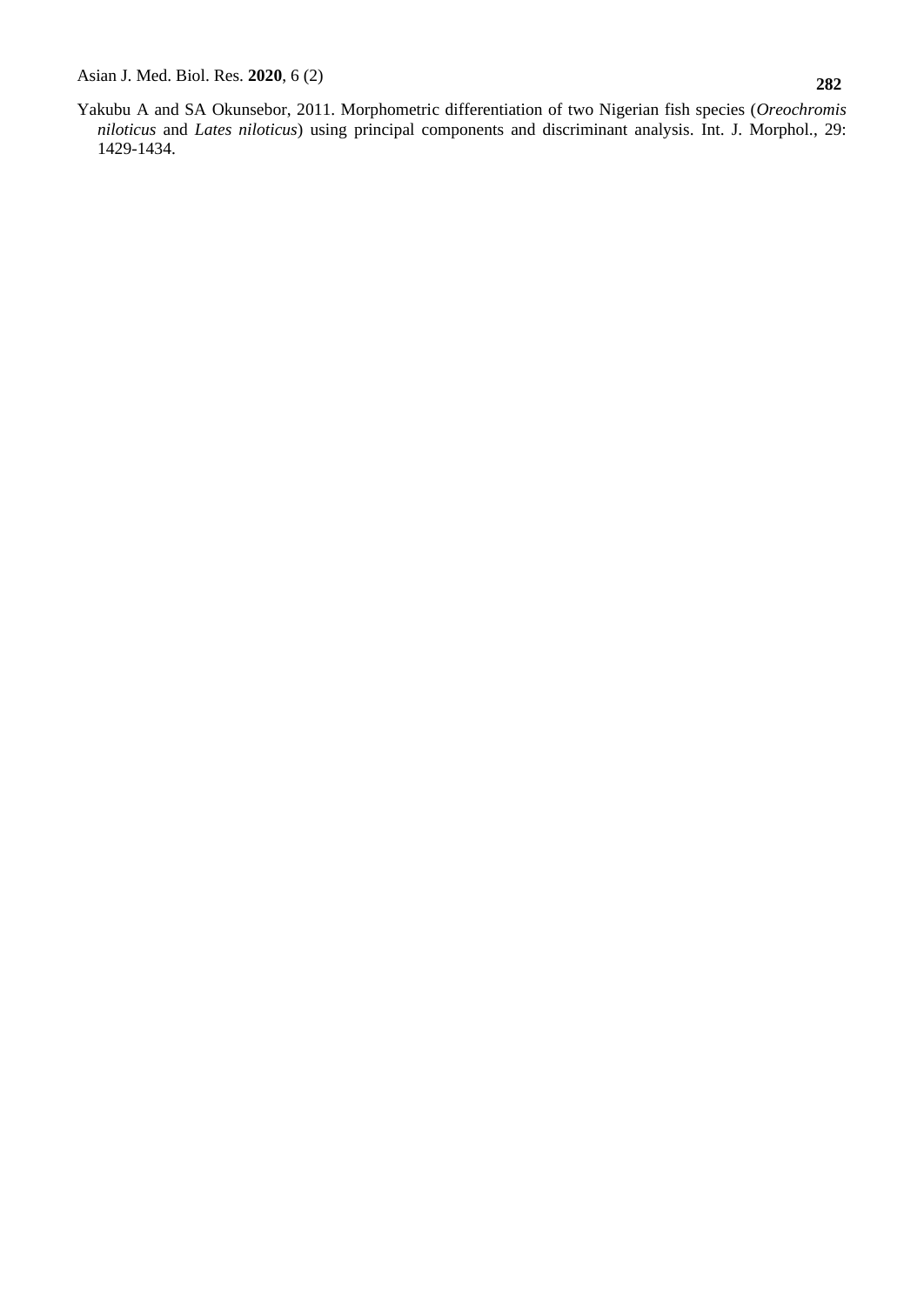Yakubu A and SA Okunsebor, 2011. Morphometric differentiation of two Nigerian fish species (*Oreochromis niloticus* and *Lates niloticus*) using principal components and discriminant analysis. Int. J. Morphol., 29: 1429-1434.